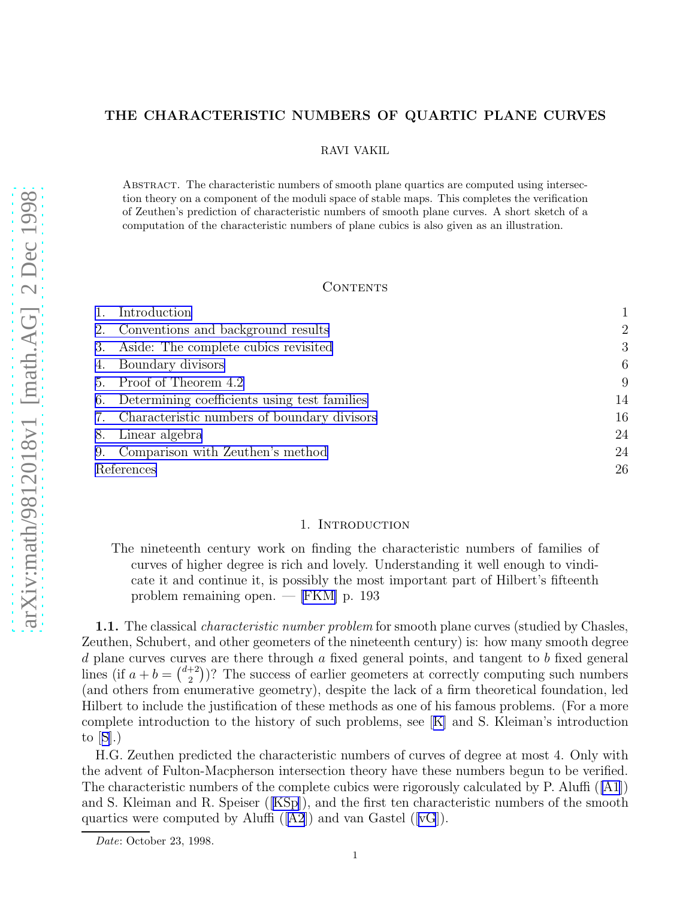# THE CHARACTERISTIC NUMBERS OF QUARTIC PLANE CURVES

RAVI VAKIL

Abstract. The characteristic numbers of smooth plane quartics are computed using intersection theory on a component of the moduli space of stable maps. This completes the verification of Zeuthen's prediction of characteristic numbers of smooth plane curves. A short sketch of a computation of the characteristic numbers of plane cubics is also given as an illustration.

## Contents

1. Introduction 1
2. Conventions and background results 2
3. Aside: The complete cubics revisited 3
4. Boundary divisors 6
5. Proof of Theorem 4.2 9
6. Determining coefficients using test families 14
7. Characteristic numbers of boundary divisors 16
8. Linear algebra 24
9. Comparison with Zeuthen's method 24

References 26

## 1. Introduction

> The nineteenth century work on finding the characteristic numbers of families of curves of higher degree is rich and lovely. Understanding it well enough to vindicate it and continue it, is possibly the most important part of Hilbert's fifteenth problem remaining open. — [FKM] p. 193

**1.1.** The classical *characteristic number problem* for smooth plane curves (studied by Chasles, Zeuthen, Schubert, and other geometers of the nineteenth century) is: how many smooth degree $d$ plane curves curves are there through $a$ fixed general points, and tangent to $b$ fixed general lines (if $a+b=\binom{d+2}{2}$)? The success of earlier geometers at correctly computing such numbers (and others from enumerative geometry), despite the lack of a firm theoretical foundation, led Hilbert to include the justification of these methods as one of his famous problems. (For a more complete introduction to the history of such problems, see [K] and S. Kleiman's introduction to [S].)

H.G. Zeuthen predicted the characteristic numbers of curves of degree at most 4. Only with the advent of Fulton-Macpherson intersection theory have these numbers begun to be verified. The characteristic numbers of the complete cubics were rigorously calculated by P. Aluffi ([A1]) and S. Kleiman and R. Speiser ([KSp]), and the first ten characteristic numbers of the smooth quartics were computed by Aluffi ([A2]) and van Gastel ([vG]).

*Date*: October 23, 1998.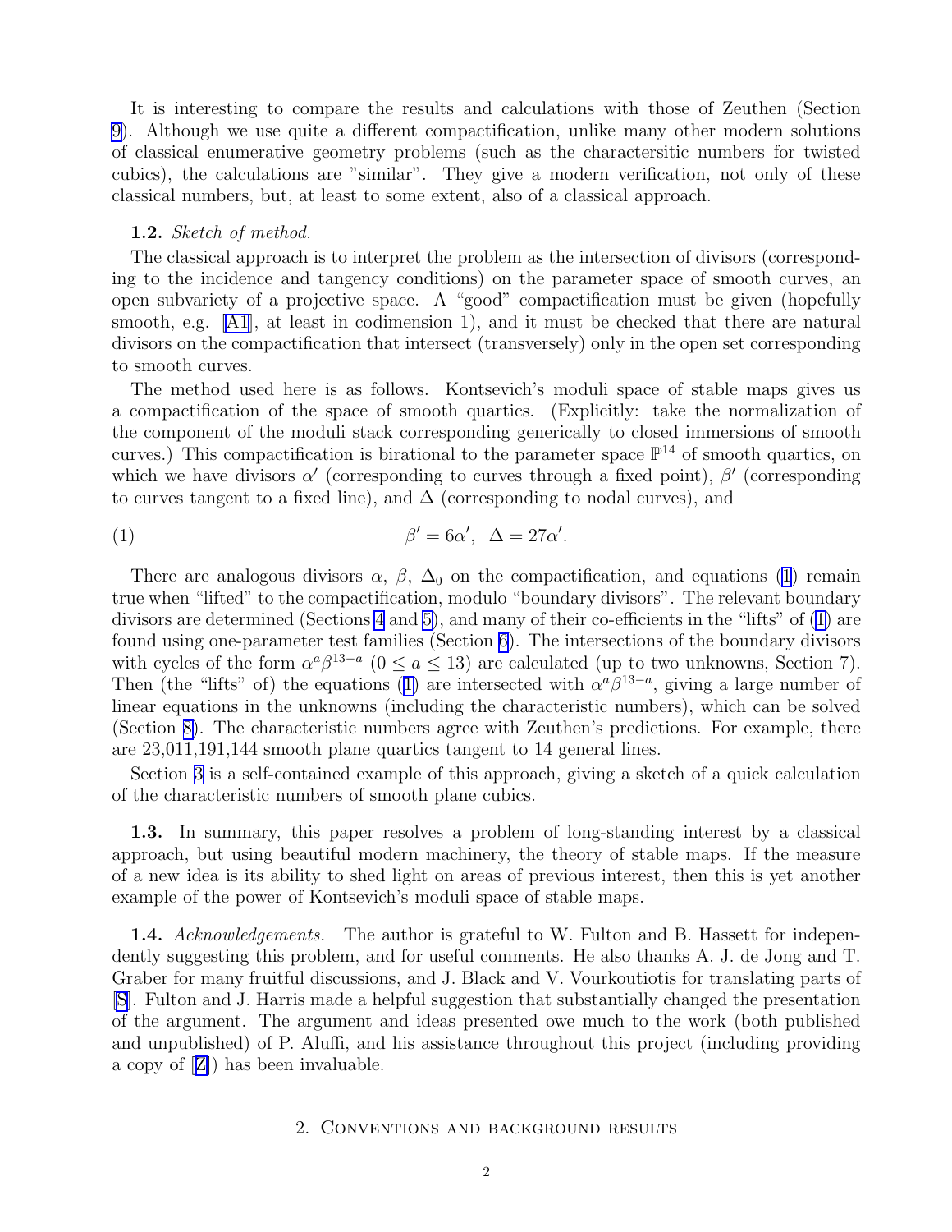It is interesting to compare the results and calculations with those of Zeuthen (Section 9). Although we use quite a different compactification, unlike many other modern solutions of classical enumerative geometry problems (such as the charactersitic numbers for twisted cubics), the calculations are "similar". They give a modern verification, not only of these classical numbers, but, at least to some extent, also of a classical approach.

**1.2.** *Sketch of method.*

The classical approach is to interpret the problem as the intersection of divisors (corresponding to the incidence and tangency conditions) on the parameter space of smooth curves, an open subvariety of a projective space. A "good" compactification must be given (hopefully smooth, e.g. [A1], at least in codimension 1), and it must be checked that there are natural divisors on the compactification that intersect (transversely) only in the open set corresponding to smooth curves.

The method used here is as follows. Kontsevich's moduli space of stable maps gives us a compactification of the space of smooth quartics. (Explicitly: take the normalization of the component of the moduli stack corresponding generically to closed immersions of smooth curves.) This compactification is birational to the parameter space $\mathbb{P}^{14}$ of smooth quartics, on which we have divisors $\alpha'$ (corresponding to curves through a fixed point), $\beta'$ (corresponding to curves tangent to a fixed line), and $\Delta$ (corresponding to nodal curves), and

$$\beta' = 6\alpha', \ \ \Delta = 27\alpha'. \tag{1}$$

There are analogous divisors $\alpha$, $\beta$, $\Delta_0$ on the compactification, and equations (1) remain true when "lifted" to the compactification, modulo "boundary divisors". The relevant boundary divisors are determined (Sections 4 and 5), and many of their co-efficients in the "lifts" of (1) are found using one-parameter test families (Section 6). The intersections of the boundary divisors with cycles of the form $\alpha^a\beta^{13-a}$ ($0 \le a \le 13$) are calculated (up to two unknowns, Section 7). Then (the "lifts" of) the equations (1) are intersected with $\alpha^a\beta^{13-a}$, giving a large number of linear equations in the unknowns (including the characteristic numbers), which can be solved (Section 8). The characteristic numbers agree with Zeuthen's predictions. For example, there are 23,011,191,144 smooth plane quartics tangent to 14 general lines.

Section 3 is a self-contained example of this approach, giving a sketch of a quick calculation of the characteristic numbers of smooth plane cubics.

**1.3.** In summary, this paper resolves a problem of long-standing interest by a classical approach, but using beautiful modern machinery, the theory of stable maps. If the measure of a new idea is its ability to shed light on areas of previous interest, then this is yet another example of the power of Kontsevich's moduli space of stable maps.

**1.4.** *Acknowledgements.* The author is grateful to W. Fulton and B. Hassett for independently suggesting this problem, and for useful comments. He also thanks A. J. de Jong and T. Graber for many fruitful discussions, and J. Black and V. Vourkoutiotis for translating parts of [S]. Fulton and J. Harris made a helpful suggestion that substantially changed the presentation of the argument. The argument and ideas presented owe much to the work (both published and unpublished) of P. Aluffi, and his assistance throughout this project (including providing a copy of [Z]) has been invaluable.

## 2. Conventions and background results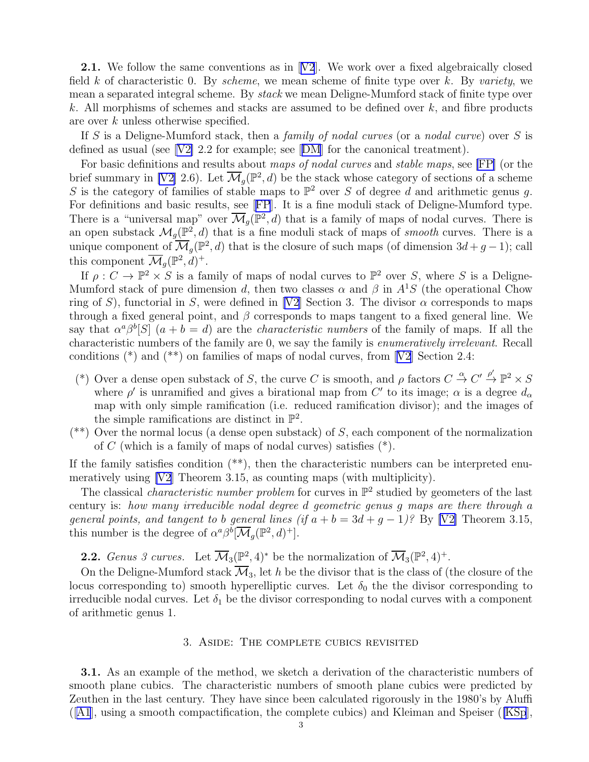**2.1.** We follow the same conventions as in [V2]. We work over a fixed algebraically closed field $k$ of characteristic 0. By *scheme*, we mean scheme of finite type over $k$. By *variety*, we mean a separated integral scheme. By *stack* we mean Deligne-Mumford stack of finite type over $k$. All morphisms of schemes and stacks are assumed to be defined over $k$, and fibre products are over $k$ unless otherwise specified.

If $S$ is a Deligne-Mumford stack, then a *family of nodal curves* (or a *nodal curve*) over $S$ is defined as usual (see [V2] 2.2 for example; see [DM] for the canonical treatment).

For basic definitions and results about *maps of nodal curves* and *stable maps*, see [FP] (or the brief summary in [V2] 2.6). Let $\overline{\mathcal{M}}_g(\mathbb{P}^2, d)$ be the stack whose category of sections of a scheme $S$ is the category of families of stable maps to $\mathbb{P}^2$ over $S$ of degree $d$ and arithmetic genus $g$. For definitions and basic results, see [FP]. It is a fine moduli stack of Deligne-Mumford type. There is a "universal map" over $\overline{\mathcal{M}}_g(\mathbb{P}^2, d)$ that is a family of maps of nodal curves. There is an open substack $\mathcal{M}_g(\mathbb{P}^2, d)$ that is a fine moduli stack of maps of *smooth* curves. There is a unique component of $\overline{\mathcal{M}}_g(\mathbb{P}^2, d)$ that is the closure of such maps (of dimension $3d + g - 1$); call this component $\overline{\mathcal{M}}_g(\mathbb{P}^2, d)^+$.

If $\rho : C \to \mathbb{P}^2 \times S$ is a family of maps of nodal curves to $\mathbb{P}^2$ over $S$, where $S$ is a Deligne-Mumford stack of pure dimension $d$, then two classes $\alpha$ and $\beta$ in $A^1 S$ (the operational Chow ring of $S$), functorial in $S$, were defined in [V2] Section 3. The divisor $\alpha$ corresponds to maps through a fixed general point, and $\beta$ corresponds to maps tangent to a fixed general line. We say that $\alpha^a \beta^b [S]$ ($a + b = d$) are the *characteristic numbers* of the family of maps. If all the characteristic numbers of the family are 0, we say the family is *enumeratively irrelevant*. Recall conditions (*) and (**) on families of maps of nodal curves, from [V2] Section 2.4:

- (*) Over a dense open substack of $S$, the curve $C$ is smooth, and $\rho$ factors $C \xrightarrow{\alpha} C' \xrightarrow{\rho'} \mathbb{P}^2 \times S$ where $\rho'$ is unramified and gives a birational map from $C'$ to its image; $\alpha$ is a degree $d_\alpha$ map with only simple ramification (i.e. reduced ramification divisor); and the images of the simple ramifications are distinct in $\mathbb{P}^2$.
- (**) Over the normal locus (a dense open substack) of $S$, each component of the normalization of $C$ (which is a family of maps of nodal curves) satisfies (*).

If the family satisfies condition (**), then the characteristic numbers can be interpreted enumeratively using [V2] Theorem 3.15, as counting maps (with multiplicity).

The classical *characteristic number problem* for curves in $\mathbb{P}^2$ studied by geometers of the last century is: *how many irreducible nodal degree $d$ geometric genus $g$ maps are there through $a$ general points, and tangent to $b$ general lines (if $a + b = 3d + g - 1$)?* By [V2] Theorem 3.15, this number is the degree of $\alpha^a \beta^b [\overline{\mathcal{M}}_g(\mathbb{P}^2, d)^+]$.

**2.2.** *Genus 3 curves.* Let $\overline{\mathcal{M}}_3(\mathbb{P}^2, 4)^*$ be the normalization of $\overline{\mathcal{M}}_3(\mathbb{P}^2, 4)^+$.

On the Deligne-Mumford stack $\overline{\mathcal{M}}_3$, let $h$ be the divisor that is the class of (the closure of the locus corresponding to) smooth hyperelliptic curves. Let $\delta_0$ the the divisor corresponding to irreducible nodal curves. Let $\delta_1$ be the divisor corresponding to nodal curves with a component of arithmetic genus 1.

## 3. Aside: The complete cubics revisited

**3.1.** As an example of the method, we sketch a derivation of the characteristic numbers of smooth plane cubics. The characteristic numbers of smooth plane cubics were predicted by Zeuthen in the last century. They have since been calculated rigorously in the 1980's by Aluffi ([A1], using a smooth compactification, the complete cubics) and Kleiman and Speiser ([KSp],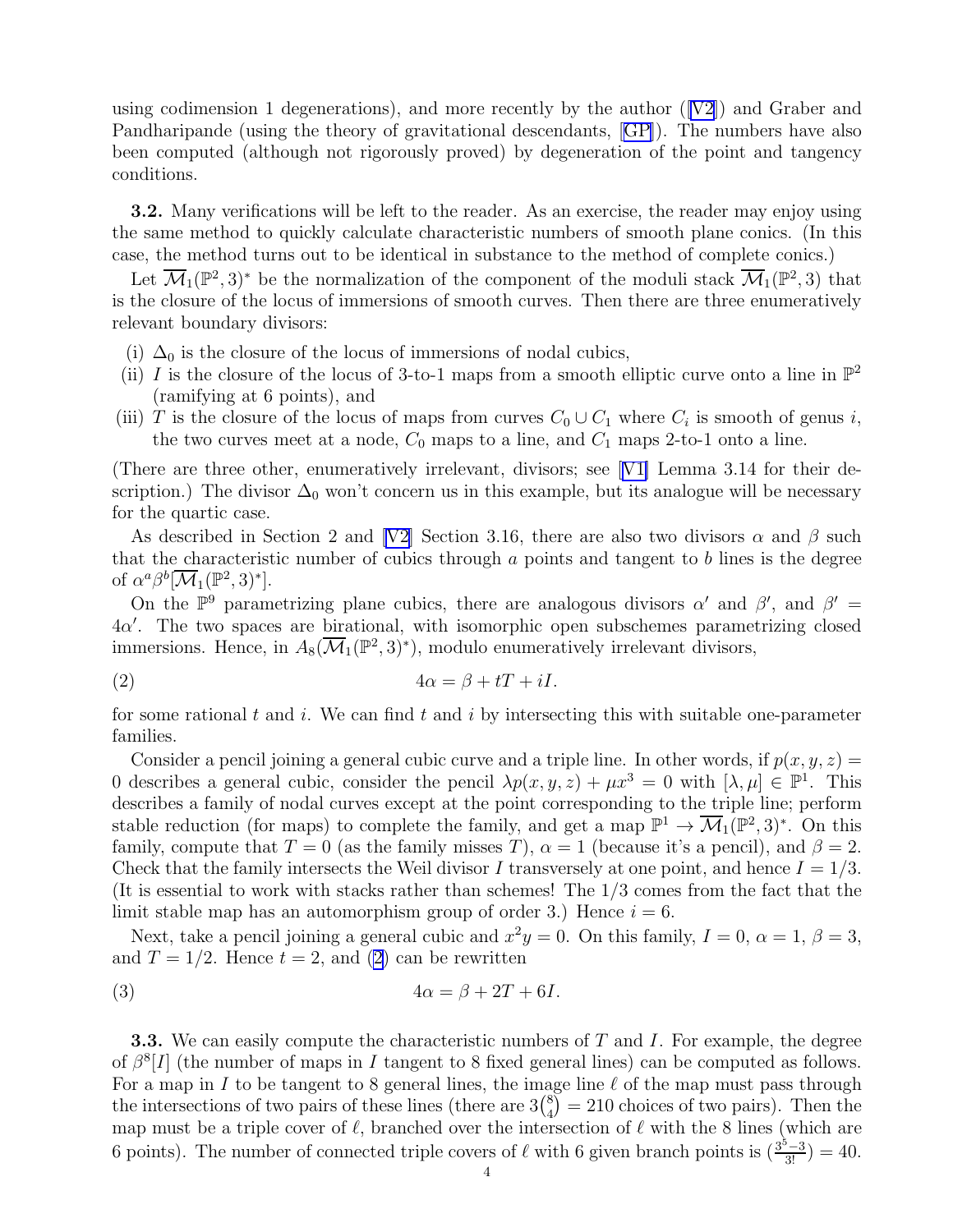using codimension 1 degenerations), and more recently by the author ([V2]) and Graber and Pandharipande (using the theory of gravitational descendants, [GP]). The numbers have also been computed (although not rigorously proved) by degeneration of the point and tangency conditions.

**3.2.** Many verifications will be left to the reader. As an exercise, the reader may enjoy using the same method to quickly calculate characteristic numbers of smooth plane conics. (In this case, the method turns out to be identical in substance to the method of complete conics.)

Let $\overline{\mathcal{M}}_1(\mathbb{P}^2,3)^*$ be the normalization of the component of the moduli stack $\overline{\mathcal{M}}_1(\mathbb{P}^2,3)$ that is the closure of the locus of immersions of smooth curves. Then there are three enumeratively relevant boundary divisors:

(i) $\Delta_0$ is the closure of the locus of immersions of nodal cubics,

(ii) $I$ is the closure of the locus of 3-to-1 maps from a smooth elliptic curve onto a line in $\mathbb{P}^2$ (ramifying at 6 points), and

(iii) $T$ is the closure of the locus of maps from curves $C_0 \cup C_1$ where $C_i$ is smooth of genus $i$, the two curves meet at a node, $C_0$ maps to a line, and $C_1$ maps 2-to-1 onto a line.

(There are three other, enumeratively irrelevant, divisors; see [V1] Lemma 3.14 for their description.) The divisor $\Delta_0$ won't concern us in this example, but its analogue will be necessary for the quartic case.

As described in Section 2 and [V2] Section 3.16, there are also two divisors $\alpha$ and $\beta$ such that the characteristic number of cubics through $a$ points and tangent to $b$ lines is the degree of $\alpha^a\beta^b[\overline{\mathcal{M}}_1(\mathbb{P}^2,3)^*]$.

On the $\mathbb{P}^9$ parametrizing plane cubics, there are analogous divisors $\alpha'$ and $\beta'$, and $\beta' = 4\alpha'$. The two spaces are birational, with isomorphic open subschemes parametrizing closed immersions. Hence, in $A_8(\overline{\mathcal{M}}_1(\mathbb{P}^2,3)^*)$, modulo enumeratively irrelevant divisors,

$$4\alpha = \beta + tT + iI. \tag{2}$$

for some rational $t$ and $i$. We can find $t$ and $i$ by intersecting this with suitable one-parameter families.

Consider a pencil joining a general cubic curve and a triple line. In other words, if $p(x,y,z) = 0$ describes a general cubic, consider the pencil $\lambda p(x,y,z) + \mu x^3 = 0$ with $[\lambda,\mu] \in \mathbb{P}^1$. This describes a family of nodal curves except at the point corresponding to the triple line; perform stable reduction (for maps) to complete the family, and get a map $\mathbb{P}^1 \to \overline{\mathcal{M}}_1(\mathbb{P}^2,3)^*$. On this family, compute that $T = 0$ (as the family misses $T$), $\alpha = 1$ (because it's a pencil), and $\beta = 2$. Check that the family intersects the Weil divisor $I$ transversely at one point, and hence $I = 1/3$. (It is essential to work with stacks rather than schemes! The $1/3$ comes from the fact that the limit stable map has an automorphism group of order 3.) Hence $i = 6$.

Next, take a pencil joining a general cubic and $x^2y = 0$. On this family, $I = 0$, $\alpha = 1$, $\beta = 3$, and $T = 1/2$. Hence $t = 2$, and (2) can be rewritten

$$4\alpha = \beta + 2T + 6I. \tag{3}$$

**3.3.** We can easily compute the characteristic numbers of $T$ and $I$. For example, the degree of $\beta^8[I]$ (the number of maps in $I$ tangent to 8 fixed general lines) can be computed as follows. For a map in $I$ to be tangent to 8 general lines, the image line $\ell$ of the map must pass through the intersections of two pairs of these lines (there are $3\binom{8}{4} = 210$ choices of two pairs). Then the map must be a triple cover of $\ell$, branched over the intersection of $\ell$ with the 8 lines (which are 6 points). The number of connected triple covers of $\ell$ with 6 given branch points is $\left(\frac{3^5-3}{3!}\right) = 40$.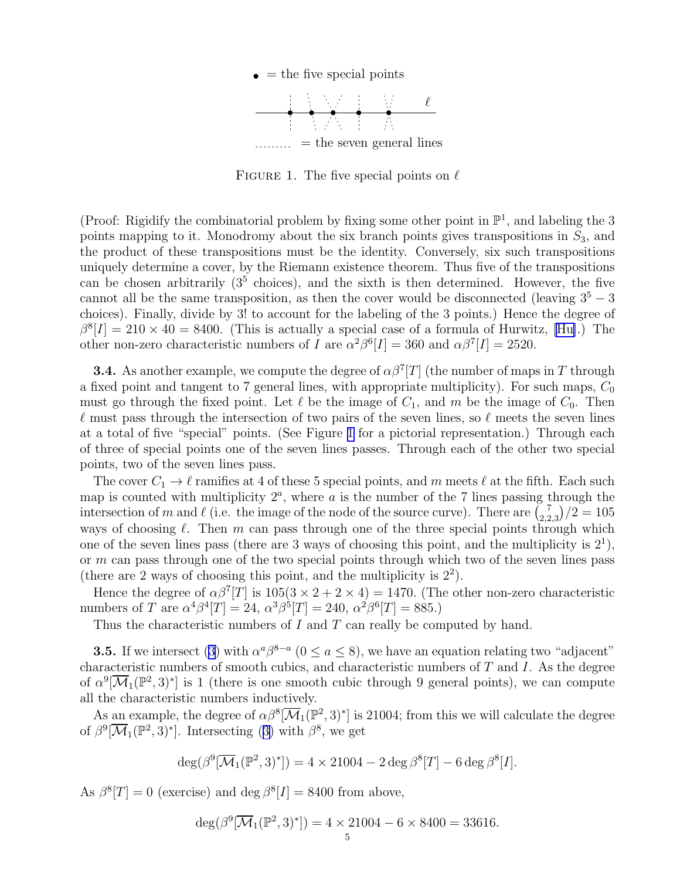• = the five special points

....... = the seven general lines

FIGURE 1. The five special points on $\ell$

(Proof: Rigidify the combinatorial problem by fixing some other point in $\mathbb{P}^1$, and labeling the 3 points mapping to it. Monodromy about the six branch points gives transpositions in $S_3$, and the product of these transpositions must be the identity. Conversely, six such transpositions uniquely determine a cover, by the Riemann existence theorem. Thus five of the transpositions can be chosen arbitrarily ($3^5$ choices), and the sixth is then determined. However, the five cannot all be the same transposition, as then the cover would be disconnected (leaving $3^5 - 3$ choices). Finally, divide by 3! to account for the labeling of the 3 points.) Hence the degree of $\beta^8[I] = 210 \times 40 = 8400$. (This is actually a special case of a formula of Hurwitz, [Hu].) The other non-zero characteristic numbers of $I$ are $\alpha^2\beta^6[I] = 360$ and $\alpha\beta^7[I] = 2520$.

**3.4.** As another example, we compute the degree of $\alpha\beta^7[T]$ (the number of maps in $T$ through a fixed point and tangent to 7 general lines, with appropriate multiplicity). For such maps, $C_0$ must go through the fixed point. Let $\ell$ be the image of $C_1$, and $m$ be the image of $C_0$. Then $\ell$ must pass through the intersection of two pairs of the seven lines, so $\ell$ meets the seven lines at a total of five "special" points. (See Figure 1 for a pictorial representation.) Through each of three of special points one of the seven lines passes. Through each of the other two special points, two of the seven lines pass.

The cover $C_1 \to \ell$ ramifies at 4 of these 5 special points, and $m$ meets $\ell$ at the fifth. Each such map is counted with multiplicity $2^a$, where $a$ is the number of the 7 lines passing through the intersection of $m$ and $\ell$ (i.e. the image of the node of the source curve). There are $\binom{7}{2,2,3}/2 = 105$ ways of choosing $\ell$. Then $m$ can pass through one of the three special points through which one of the seven lines pass (there are 3 ways of choosing this point, and the multiplicity is $2^1$), or $m$ can pass through one of the two special points through which two of the seven lines pass (there are 2 ways of choosing this point, and the multiplicity is $2^2$).

Hence the degree of $\alpha\beta^7[T]$ is $105(3 \times 2 + 2 \times 4) = 1470$. (The other non-zero characteristic numbers of $T$ are $\alpha^4\beta^4[T] = 24$, $\alpha^3\beta^5[T] = 240$, $\alpha^2\beta^6[T] = 885$.)

Thus the characteristic numbers of $I$ and $T$ can really be computed by hand.

**3.5.** If we intersect (3) with $\alpha^a\beta^{8-a}$ ($0 \le a \le 8$), we have an equation relating two "adjacent" characteristic numbers of smooth cubics, and characteristic numbers of $T$ and $I$. As the degree of $\alpha^9[\overline{\mathcal{M}}_1(\mathbb{P}^2, 3)^*]$ is 1 (there is one smooth cubic through 9 general points), we can compute all the characteristic numbers inductively.

As an example, the degree of $\alpha\beta^8[\overline{\mathcal{M}}_1(\mathbb{P}^2, 3)^*]$ is 21004; from this we will calculate the degree of $\beta^9[\overline{\mathcal{M}}_1(\mathbb{P}^2, 3)^*]$. Intersecting (3) with $\beta^8$, we get

$$\deg(\beta^9[\overline{\mathcal{M}}_1(\mathbb{P}^2, 3)^*]) = 4 \times 21004 - 2 \deg \beta^8[T] - 6 \deg \beta^8[I].$$

As $\beta^8[T] = 0$ (exercise) and $\deg \beta^8[I] = 8400$ from above,

$$\deg(\beta^9[\overline{\mathcal{M}}_1(\mathbb{P}^2, 3)^*]) = 4 \times 21004 - 6 \times 8400 = 33616.$$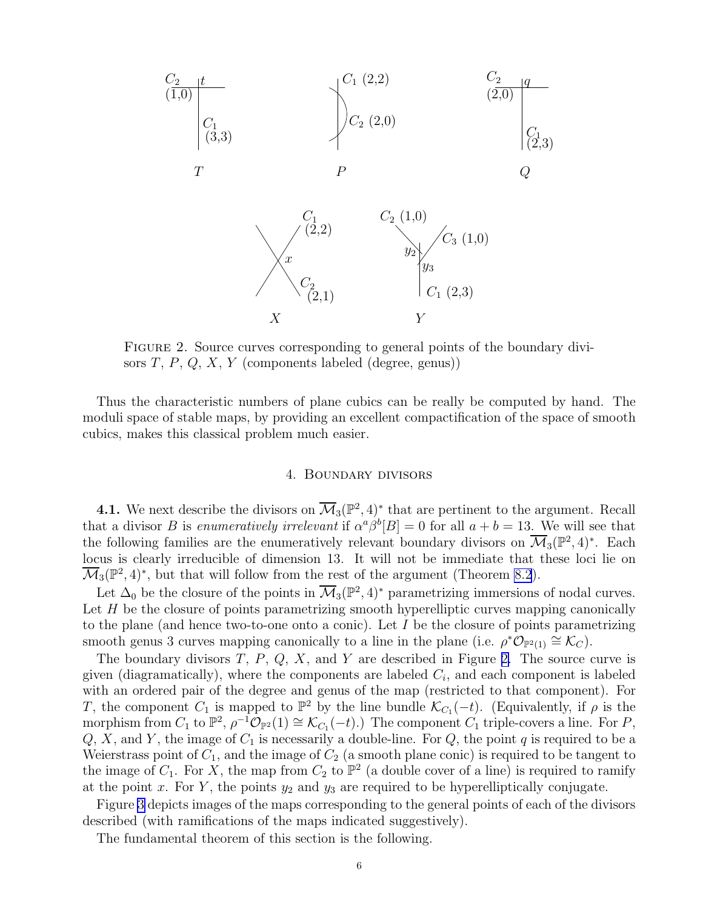FIGURE 2. Source curves corresponding to general points of the boundary divisors $T$, $P$, $Q$, $X$, $Y$ (components labeled (degree, genus))

Thus the characteristic numbers of plane cubics can be really be computed by hand. The moduli space of stable maps, by providing an excellent compactification of the space of smooth cubics, makes this classical problem much easier.

## 4. Boundary divisors

**4.1.** We next describe the divisors on $\overline{\mathcal{M}}_3(\mathbb{P}^2, 4)^*$ that are pertinent to the argument. Recall that a divisor $B$ is *enumeratively irrelevant* if $\alpha^a \beta^b [B] = 0$ for all $a + b = 13$. We will see that the following families are the enumeratively relevant boundary divisors on $\overline{\mathcal{M}}_3(\mathbb{P}^2, 4)^*$. Each locus is clearly irreducible of dimension 13. It will not be immediate that these loci lie on $\overline{\mathcal{M}}_3(\mathbb{P}^2, 4)^*$, but that will follow from the rest of the argument (Theorem 8.2).

Let $\Delta_0$ be the closure of the points in $\overline{\mathcal{M}}_3(\mathbb{P}^2, 4)^*$ parametrizing immersions of nodal curves. Let $H$ be the closure of points parametrizing smooth hyperelliptic curves mapping canonically to the plane (and hence two-to-one onto a conic). Let $I$ be the closure of points parametrizing smooth genus 3 curves mapping canonically to a line in the plane (i.e. $\rho^* \mathcal{O}_{\mathbb{P}^2(1)} \cong \mathcal{K}_C$).

The boundary divisors $T$, $P$, $Q$, $X$, and $Y$ are described in Figure 2. The source curve is given (diagramatically), where the components are labeled $C_i$, and each component is labeled with an ordered pair of the degree and genus of the map (restricted to that component). For $T$, the component $C_1$ is mapped to $\mathbb{P}^2$ by the line bundle $\mathcal{K}_{C_1}(-t)$. (Equivalently, if $\rho$ is the morphism from $C_1$ to $\mathbb{P}^2$, $\rho^{-1}\mathcal{O}_{\mathbb{P}^2}(1) \cong \mathcal{K}_{C_1}(-t)$.) The component $C_1$ triple-covers a line. For $P$, $Q$, $X$, and $Y$, the image of $C_1$ is necessarily a double-line. For $Q$, the point $q$ is required to be a Weierstrass point of $C_1$, and the image of $C_2$ (a smooth plane conic) is required to be tangent to the image of $C_1$. For $X$, the map from $C_2$ to $\mathbb{P}^2$ (a double cover of a line) is required to ramify at the point $x$. For $Y$, the points $y_2$ and $y_3$ are required to be hyperelliptically conjugate.

Figure 3 depicts images of the maps corresponding to the general points of each of the divisors described (with ramifications of the maps indicated suggestively).

The fundamental theorem of this section is the following.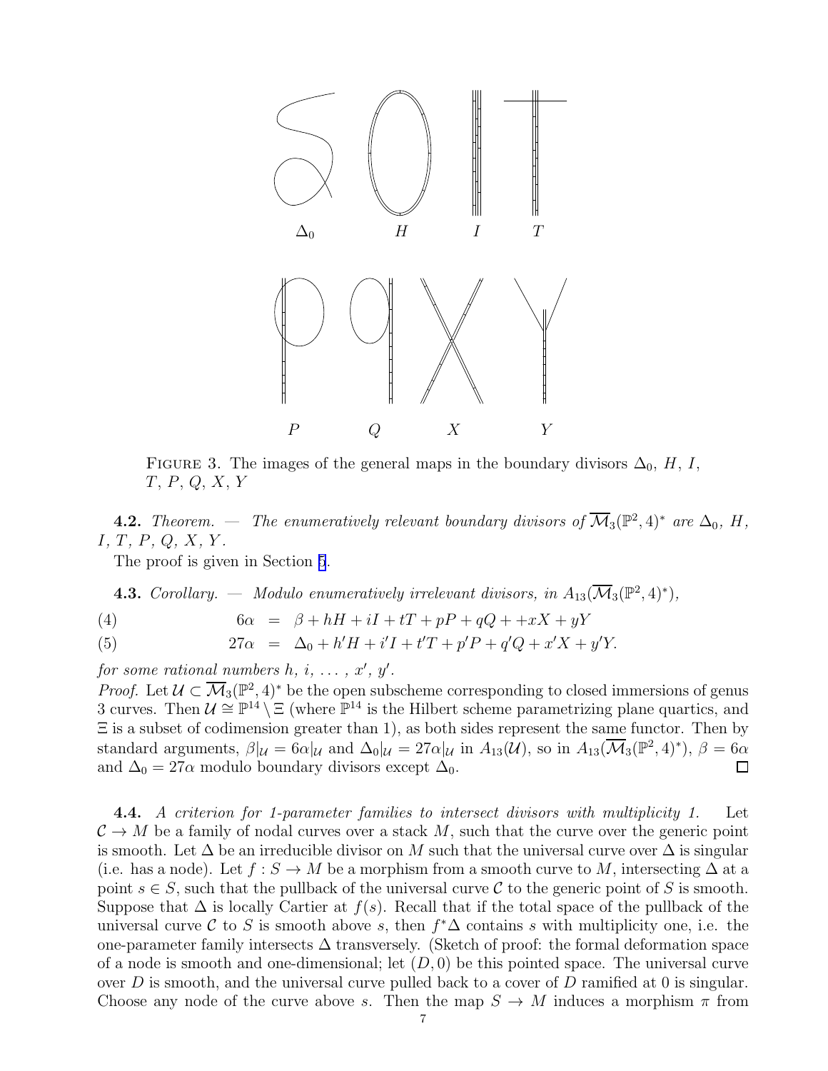$\Delta_0$ $H$ $I$ $T$

$P$ $Q$ $X$ $Y$

FIGURE 3. The images of the general maps in the boundary divisors $\Delta_0$, $H$, $I$, $T$, $P$, $Q$, $X$, $Y$

**4.2.** *Theorem. — The enumeratively relevant boundary divisors of $\overline{\mathcal{M}}_3(\mathbb{P}^2, 4)^*$ are $\Delta_0$, $H$, $I$, $T$, $P$, $Q$, $X$, $Y$.*

The proof is given in Section 5.

**4.3.** *Corollary. — Modulo enumeratively irrelevant divisors, in $A_{13}(\overline{\mathcal{M}}_3(\mathbb{P}^2, 4)^*)$,*

$$6\alpha = \beta + hH + iI + tT + pP + qQ + +xX + yY \tag{4}$$

$$27\alpha = \Delta_0 + h'H + i'I + t'T + p'P + q'Q + x'X + y'Y. \tag{5}$$

*for some rational numbers $h$, $i$, ... , $x'$, $y'$.*

*Proof.* Let $\mathcal{U} \subset \overline{\mathcal{M}}_3(\mathbb{P}^2, 4)^*$ be the open subscheme corresponding to closed immersions of genus 3 curves. Then $\mathcal{U} \cong \mathbb{P}^{14} \setminus \Xi$ (where $\mathbb{P}^{14}$ is the Hilbert scheme parametrizing plane quartics, and $\Xi$ is a subset of codimension greater than 1), as both sides represent the same functor. Then by standard arguments, $\beta|_{\mathcal{U}} = 6\alpha|_{\mathcal{U}}$ and $\Delta_0|_{\mathcal{U}} = 27\alpha|_{\mathcal{U}}$ in $A_{13}(\mathcal{U})$, so in $A_{13}(\overline{\mathcal{M}}_3(\mathbb{P}^2, 4)^*)$, $\beta = 6\alpha$ and $\Delta_0 = 27\alpha$ modulo boundary divisors except $\Delta_0$. □

**4.4.** *A criterion for 1-parameter families to intersect divisors with multiplicity 1.* Let $\mathcal{C} \to M$ be a family of nodal curves over a stack $M$, such that the curve over the generic point is smooth. Let $\Delta$ be an irreducible divisor on $M$ such that the universal curve over $\Delta$ is singular (i.e. has a node). Let $f : S \to M$ be a morphism from a smooth curve to $M$, intersecting $\Delta$ at a point $s \in S$, such that the pullback of the universal curve $\mathcal{C}$ to the generic point of $S$ is smooth. Suppose that $\Delta$ is locally Cartier at $f(s)$. Recall that if the total space of the pullback of the universal curve $\mathcal{C}$ to $S$ is smooth above $s$, then $f^*\Delta$ contains $s$ with multiplicity one, i.e. the one-parameter family intersects $\Delta$ transversely. (Sketch of proof: the formal deformation space of a node is smooth and one-dimensional; let $(D, 0)$ be this pointed space. The universal curve over $D$ is smooth, and the universal curve pulled back to a cover of $D$ ramified at 0 is singular. Choose any node of the curve above $s$. Then the map $S \to M$ induces a morphism $\pi$ from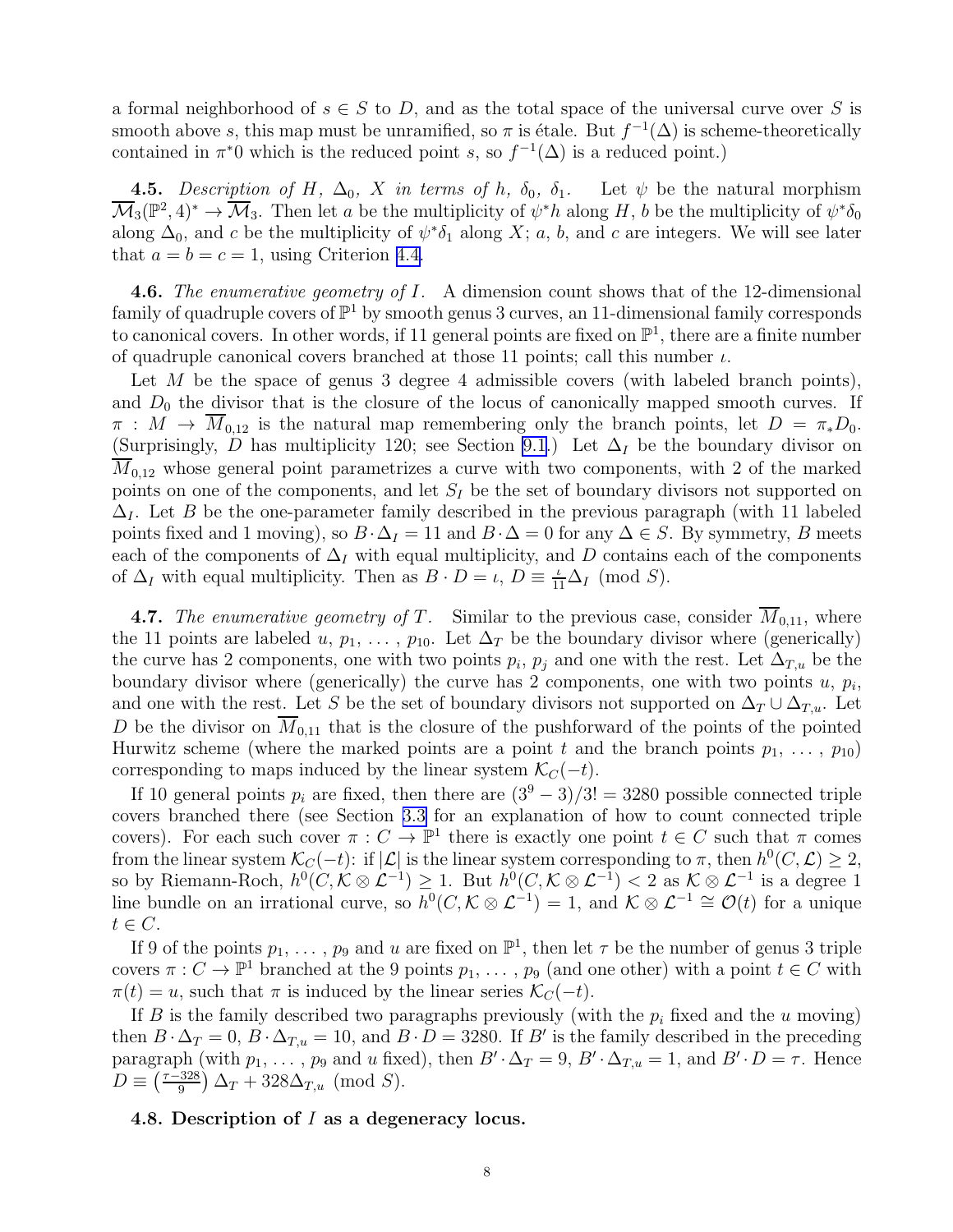a formal neighborhood of $s \in S$ to $D$, and as the total space of the universal curve over $S$ is smooth above $s$, this map must be unramified, so $\pi$ is étale. But $f^{-1}(\Delta)$ is scheme-theoretically contained in $\pi^*0$ which is the reduced point $s$, so $f^{-1}(\Delta)$ is a reduced point.)

**4.5.** *Description of $H$, $\Delta_0$, $X$ in terms of $h$, $\delta_0$, $\delta_1$.* Let $\psi$ be the natural morphism $\overline{\mathcal{M}}_3(\mathbb{P}^2, 4)^* \to \overline{\mathcal{M}}_3$. Then let $a$ be the multiplicity of $\psi^* h$ along $H$, $b$ be the multiplicity of $\psi^*\delta_0$ along $\Delta_0$, and $c$ be the multiplicity of $\psi^*\delta_1$ along $X$; $a$, $b$, and $c$ are integers. We will see later that $a = b = c = 1$, using Criterion 4.4.

**4.6.** *The enumerative geometry of $I$.* A dimension count shows that of the 12-dimensional family of quadruple covers of $\mathbb{P}^1$ by smooth genus 3 curves, an 11-dimensional family corresponds to canonical covers. In other words, if 11 general points are fixed on $\mathbb{P}^1$, there are a finite number of quadruple canonical covers branched at those 11 points; call this number $\iota$.

Let $M$ be the space of genus 3 degree 4 admissible covers (with labeled branch points), and $D_0$ the divisor that is the closure of the locus of canonically mapped smooth curves. If $\pi : M \to \overline{M}_{0,12}$ is the natural map remembering only the branch points, let $D = \pi_* D_0$. (Surprisingly, $D$ has multiplicity 120; see Section 9.1.) Let $\Delta_I$ be the boundary divisor on $\overline{M}_{0,12}$ whose general point parametrizes a curve with two components, with 2 of the marked points on one of the components, and let $S_I$ be the set of boundary divisors not supported on $\Delta_I$. Let $B$ be the one-parameter family described in the previous paragraph (with 11 labeled points fixed and 1 moving), so $B \cdot \Delta_I = 11$ and $B \cdot \Delta = 0$ for any $\Delta \in S$. By symmetry, $B$ meets each of the components of $\Delta_I$ with equal multiplicity, and $D$ contains each of the components of $\Delta_I$ with equal multiplicity. Then as $B \cdot D = \iota$, $D \equiv \frac{\iota}{11}\Delta_I \pmod{S}$.

**4.7.** *The enumerative geometry of $T$.* Similar to the previous case, consider $\overline{M}_{0,11}$, where the 11 points are labeled $u$, $p_1$, ..., $p_{10}$. Let $\Delta_T$ be the boundary divisor where (generically) the curve has 2 components, one with two points $p_i$, $p_j$ and one with the rest. Let $\Delta_{T,u}$ be the boundary divisor where (generically) the curve has 2 components, one with two points $u$, $p_i$, and one with the rest. Let $S$ be the set of boundary divisors not supported on $\Delta_T \cup \Delta_{T,u}$. Let $D$ be the divisor on $\overline{M}_{0,11}$ that is the closure of the pushforward of the points of the pointed Hurwitz scheme (where the marked points are a point $t$ and the branch points $p_1$, ..., $p_{10}$) corresponding to maps induced by the linear system $\mathcal{K}_C(-t)$.

If 10 general points $p_i$ are fixed, then there are $(3^9 - 3)/3! = 3280$ possible connected triple covers branched there (see Section 3.3 for an explanation of how to count connected triple covers). For each such cover $\pi : C \to \mathbb{P}^1$ there is exactly one point $t \in C$ such that $\pi$ comes from the linear system $\mathcal{K}_C(-t)$: if $|\mathcal{L}|$ is the linear system corresponding to $\pi$, then $h^0(C, \mathcal{L}) \geq 2$, so by Riemann-Roch, $h^0(C, \mathcal{K} \otimes \mathcal{L}^{-1}) \geq 1$. But $h^0(C, \mathcal{K} \otimes \mathcal{L}^{-1}) < 2$ as $\mathcal{K} \otimes \mathcal{L}^{-1}$ is a degree 1 line bundle on an irrational curve, so $h^0(C, \mathcal{K} \otimes \mathcal{L}^{-1}) = 1$, and $\mathcal{K} \otimes \mathcal{L}^{-1} \cong \mathcal{O}(t)$ for a unique $t \in C$.

If 9 of the points $p_1$, ..., $p_9$ and $u$ are fixed on $\mathbb{P}^1$, then let $\tau$ be the number of genus 3 triple covers $\pi : C \to \mathbb{P}^1$ branched at the 9 points $p_1$, ..., $p_9$ (and one other) with a point $t \in C$ with $\pi(t) = u$, such that $\pi$ is induced by the linear series $\mathcal{K}_C(-t)$.

If $B$ is the family described two paragraphs previously (with the $p_i$ fixed and the $u$ moving) then $B \cdot \Delta_T = 0$, $B \cdot \Delta_{T,u} = 10$, and $B \cdot D = 3280$. If $B'$ is the family described in the preceding paragraph (with $p_1$, ..., $p_9$ and $u$ fixed), then $B' \cdot \Delta_T = 9$, $B' \cdot \Delta_{T,u} = 1$, and $B' \cdot D = \tau$. Hence $D \equiv \left(\frac{\tau - 328}{9}\right)\Delta_T + 328\Delta_{T,u} \pmod{S}$.

**4.8. Description of $I$ as a degeneracy locus.**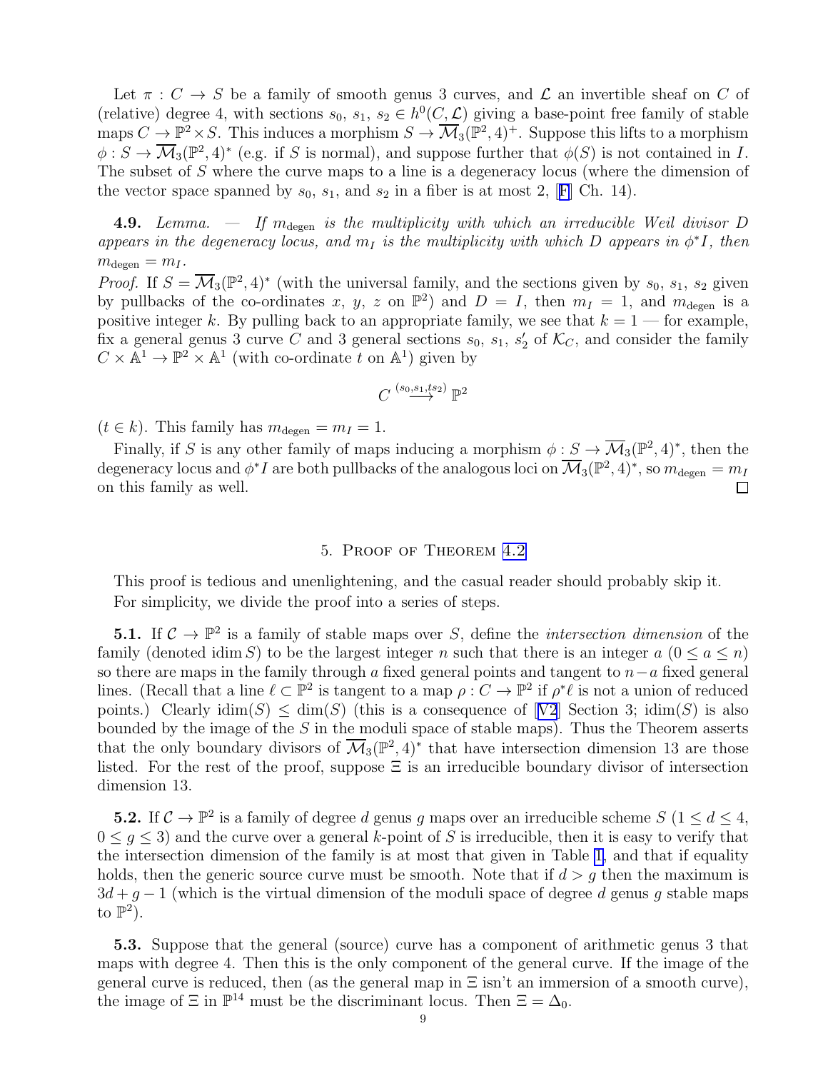Let $\pi : C \to S$ be a family of smooth genus 3 curves, and $\mathcal{L}$ an invertible sheaf on $C$ of (relative) degree 4, with sections $s_0$, $s_1$, $s_2 \in h^0(C, \mathcal{L})$ giving a base-point free family of stable maps $C \to \mathbb{P}^2 \times S$. This induces a morphism $S \to \overline{\mathcal{M}}_3(\mathbb{P}^2, 4)^+$. Suppose this lifts to a morphism $\phi : S \to \overline{\mathcal{M}}_3(\mathbb{P}^2, 4)^*$ (e.g. if $S$ is normal), and suppose further that $\phi(S)$ is not contained in $I$. The subset of $S$ where the curve maps to a line is a degeneracy locus (where the dimension of the vector space spanned by $s_0$, $s_1$, and $s_2$ in a fiber is at most 2, [F] Ch. 14).

**4.9.** *Lemma. — If $m_{\text{degen}}$ is the multiplicity with which an irreducible Weil divisor $D$ appears in the degeneracy locus, and $m_I$ is the multiplicity with which $D$ appears in $\phi^* I$, then $m_{\text{degen}} = m_I$.*

*Proof.* If $S = \overline{\mathcal{M}}_3(\mathbb{P}^2, 4)^*$ (with the universal family, and the sections given by $s_0$, $s_1$, $s_2$ given by pullbacks of the co-ordinates $x$, $y$, $z$ on $\mathbb{P}^2$) and $D = I$, then $m_I = 1$, and $m_{\text{degen}}$ is a positive integer $k$. By pulling back to an appropriate family, we see that $k = 1$ — for example, fix a general genus 3 curve $C$ and 3 general sections $s_0$, $s_1$, $s_2'$ of $\mathcal{K}_C$, and consider the family $C \times \mathbb{A}^1 \to \mathbb{P}^2 \times \mathbb{A}^1$ (with co-ordinate $t$ on $\mathbb{A}^1$) given by

$$C \stackrel{(s_0, s_1, ts_2)}{\longrightarrow} \mathbb{P}^2$$

($t \in k$). This family has $m_{\text{degen}} = m_I = 1$.

Finally, if $S$ is any other family of maps inducing a morphism $\phi : S \to \overline{\mathcal{M}}_3(\mathbb{P}^2, 4)^*$, then the degeneracy locus and $\phi^* I$ are both pullbacks of the analogous loci on $\overline{\mathcal{M}}_3(\mathbb{P}^2, 4)^*$, so $m_{\text{degen}} = m_I$ on this family as well. $\square$

## 5. Proof of Theorem 4.2

This proof is tedious and unenlightening, and the casual reader should probably skip it.
For simplicity, we divide the proof into a series of steps.

**5.1.** If $\mathcal{C} \to \mathbb{P}^2$ is a family of stable maps over $S$, define the *intersection dimension* of the family (denoted $\operatorname{idim} S$) to be the largest integer $n$ such that there is an integer $a$ ($0 \leq a \leq n$) so there are maps in the family through $a$ fixed general points and tangent to $n - a$ fixed general lines. (Recall that a line $\ell \subset \mathbb{P}^2$ is tangent to a map $\rho : C \to \mathbb{P}^2$ if $\rho^* \ell$ is not a union of reduced points.) Clearly $\operatorname{idim}(S) \leq \dim(S)$ (this is a consequence of [V2] Section 3; $\operatorname{idim}(S)$ is also bounded by the image of the $S$ in the moduli space of stable maps). Thus the Theorem asserts that the only boundary divisors of $\overline{\mathcal{M}}_3(\mathbb{P}^2, 4)^*$ that have intersection dimension 13 are those listed. For the rest of the proof, suppose $\Xi$ is an irreducible boundary divisor of intersection dimension 13.

**5.2.** If $\mathcal{C} \to \mathbb{P}^2$ is a family of degree $d$ genus $g$ maps over an irreducible scheme $S$ ($1 \leq d \leq 4$, $0 \leq g \leq 3$) and the curve over a general $k$-point of $S$ is irreducible, then it is easy to verify that the intersection dimension of the family is at most that given in Table 1, and that if equality holds, then the generic source curve must be smooth. Note that if $d > g$ then the maximum is $3d + g - 1$ (which is the virtual dimension of the moduli space of degree $d$ genus $g$ stable maps to $\mathbb{P}^2$).

**5.3.** Suppose that the general (source) curve has a component of arithmetic genus 3 that maps with degree 4. Then this is the only component of the general curve. If the image of the general curve is reduced, then (as the general map in $\Xi$ isn't an immersion of a smooth curve), the image of $\Xi$ in $\mathbb{P}^{14}$ must be the discriminant locus. Then $\Xi = \Delta_0$.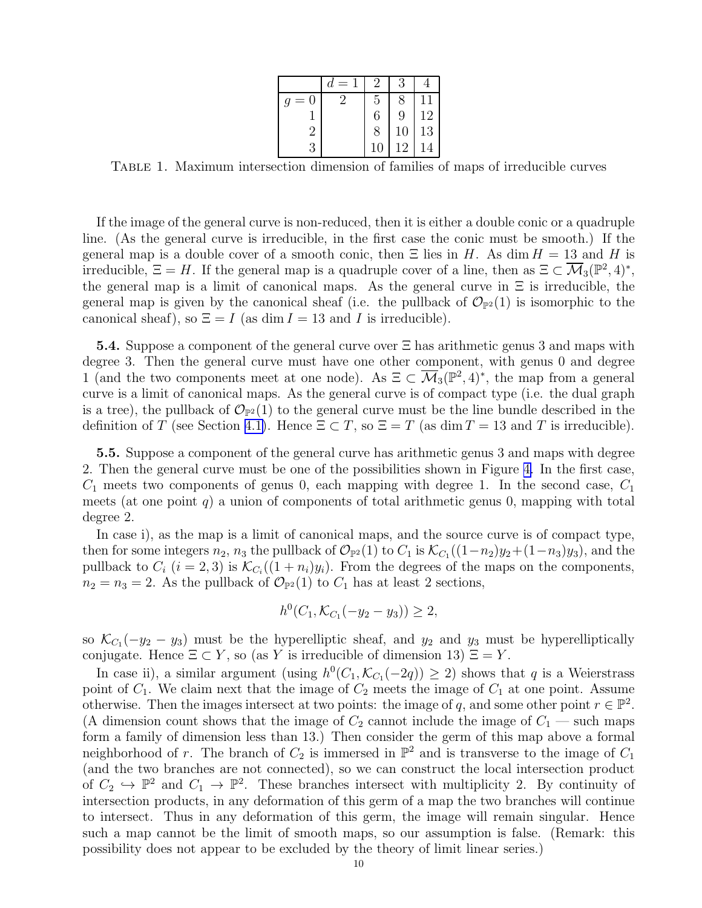|  | $d=1$ | 2 | 3 | 4 |
|---|---|---|---|---|
| $g=0$ | 2 | 5 | 8 | 11 |
| 1 |  | 6 | 9 | 12 |
| 2 |  | 8 | 10 | 13 |
| 3 |  | 10 | 12 | 14 |

Table 1. Maximum intersection dimension of families of maps of irreducible curves

If the image of the general curve is non-reduced, then it is either a double conic or a quadruple line. (As the general curve is irreducible, in the first case the conic must be smooth.) If the general map is a double cover of a smooth conic, then $\Xi$ lies in $H$. As $\dim H = 13$ and $H$ is irreducible, $\Xi = H$. If the general map is a quadruple cover of a line, then as $\Xi \subset \overline{\mathcal{M}}_3(\mathbb{P}^2, 4)^*$, the general map is a limit of canonical maps. As the general curve in $\Xi$ is irreducible, the general map is given by the canonical sheaf (i.e. the pullback of $\mathcal{O}_{\mathbb{P}^2}(1)$ is isomorphic to the canonical sheaf), so $\Xi = I$ (as $\dim I = 13$ and $I$ is irreducible).

**5.4.** Suppose a component of the general curve over $\Xi$ has arithmetic genus 3 and maps with degree 3. Then the general curve must have one other component, with genus 0 and degree 1 (and the two components meet at one node). As $\Xi \subset \overline{\mathcal{M}}_3(\mathbb{P}^2, 4)^*$, the map from a general curve is a limit of canonical maps. As the general curve is of compact type (i.e. the dual graph is a tree), the pullback of $\mathcal{O}_{\mathbb{P}^2}(1)$ to the general curve must be the line bundle described in the definition of $T$ (see Section 4.1). Hence $\Xi \subset T$, so $\Xi = T$ (as $\dim T = 13$ and $T$ is irreducible).

**5.5.** Suppose a component of the general curve has arithmetic genus 3 and maps with degree 2. Then the general curve must be one of the possibilities shown in Figure 4. In the first case, $C_1$ meets two components of genus 0, each mapping with degree 1. In the second case, $C_1$ meets (at one point $q$) a union of components of total arithmetic genus 0, mapping with total degree 2.

In case i), as the map is a limit of canonical maps, and the source curve is of compact type, then for some integers $n_2$, $n_3$ the pullback of $\mathcal{O}_{\mathbb{P}^2}(1)$ to $C_1$ is $\mathcal{K}_{C_1}((1-n_2)y_2 + (1-n_3)y_3)$, and the pullback to $C_i$ ($i = 2, 3$) is $\mathcal{K}_{C_i}((1+n_i)y_i)$. From the degrees of the maps on the components, $n_2 = n_3 = 2$. As the pullback of $\mathcal{O}_{\mathbb{P}^2}(1)$ to $C_1$ has at least 2 sections,

$$h^0(C_1, \mathcal{K}_{C_1}(-y_2 - y_3)) \geq 2,$$

so $\mathcal{K}_{C_1}(-y_2 - y_3)$ must be the hyperelliptic sheaf, and $y_2$ and $y_3$ must be hyperelliptically conjugate. Hence $\Xi \subset Y$, so (as $Y$ is irreducible of dimension 13) $\Xi = Y$.

In case ii), a similar argument (using $h^0(C_1, \mathcal{K}_{C_1}(-2q)) \geq 2$) shows that $q$ is a Weierstrass point of $C_1$. We claim next that the image of $C_2$ meets the image of $C_1$ at one point. Assume otherwise. Then the images intersect at two points: the image of $q$, and some other point $r \in \mathbb{P}^2$. (A dimension count shows that the image of $C_2$ cannot include the image of $C_1$ — such maps form a family of dimension less than 13.) Then consider the germ of this map above a formal neighborhood of $r$. The branch of $C_2$ is immersed in $\mathbb{P}^2$ and is transverse to the image of $C_1$ (and the two branches are not connected), so we can construct the local intersection product of $C_2 \hookrightarrow \mathbb{P}^2$ and $C_1 \to \mathbb{P}^2$. These branches intersect with multiplicity 2. By continuity of intersection products, in any deformation of this germ of a map the two branches will continue to intersect. Thus in any deformation of this germ, the image will remain singular. Hence such a map cannot be the limit of smooth maps, so our assumption is false. (Remark: this possibility does not appear to be excluded by the theory of limit linear series.)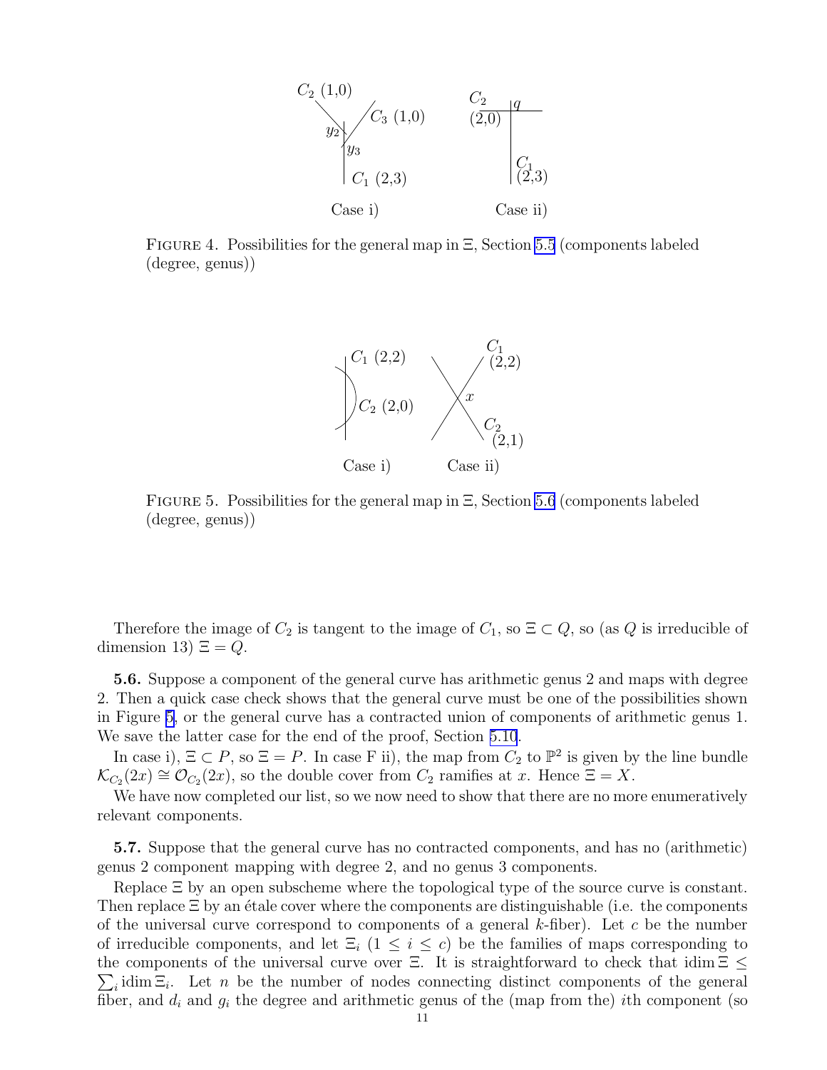FIGURE 4. Possibilities for the general map in $\Xi$, Section 5.5 (components labeled (degree, genus))

FIGURE 5. Possibilities for the general map in $\Xi$, Section 5.6 (components labeled (degree, genus))

Therefore the image of $C_2$ is tangent to the image of $C_1$, so $\Xi \subset Q$, so (as $Q$ is irreducible of dimension 13) $\Xi = Q$.

**5.6.** Suppose a component of the general curve has arithmetic genus 2 and maps with degree 2. Then a quick case check shows that the general curve must be one of the possibilities shown in Figure 5, or the general curve has a contracted union of components of arithmetic genus 1. We save the latter case for the end of the proof, Section 5.10.

In case i), $\Xi \subset P$, so $\Xi = P$. In case F ii), the map from $C_2$ to $\mathbb{P}^2$ is given by the line bundle $\mathcal{K}_{C_2}(2x) \cong \mathcal{O}_{C_2}(2x)$, so the double cover from $C_2$ ramifies at $x$. Hence $\Xi = X$.

We have now completed our list, so we now need to show that there are no more enumeratively relevant components.

**5.7.** Suppose that the general curve has no contracted components, and has no (arithmetic) genus 2 component mapping with degree 2, and no genus 3 components.

Replace $\Xi$ by an open subscheme where the topological type of the source curve is constant. Then replace $\Xi$ by an étale cover where the components are distinguishable (i.e. the components of the universal curve correspond to components of a general $k$-fiber). Let $c$ be the number of irreducible components, and let $\Xi_i$ ($1 \leq i \leq c$) be the families of maps corresponding to the components of the universal curve over $\Xi$. It is straightforward to check that $\operatorname{idim} \Xi \leq \sum_i \operatorname{idim} \Xi_i$. Let $n$ be the number of nodes connecting distinct components of the general fiber, and $d_i$ and $g_i$ the degree and arithmetic genus of the (map from the) $i$th component (so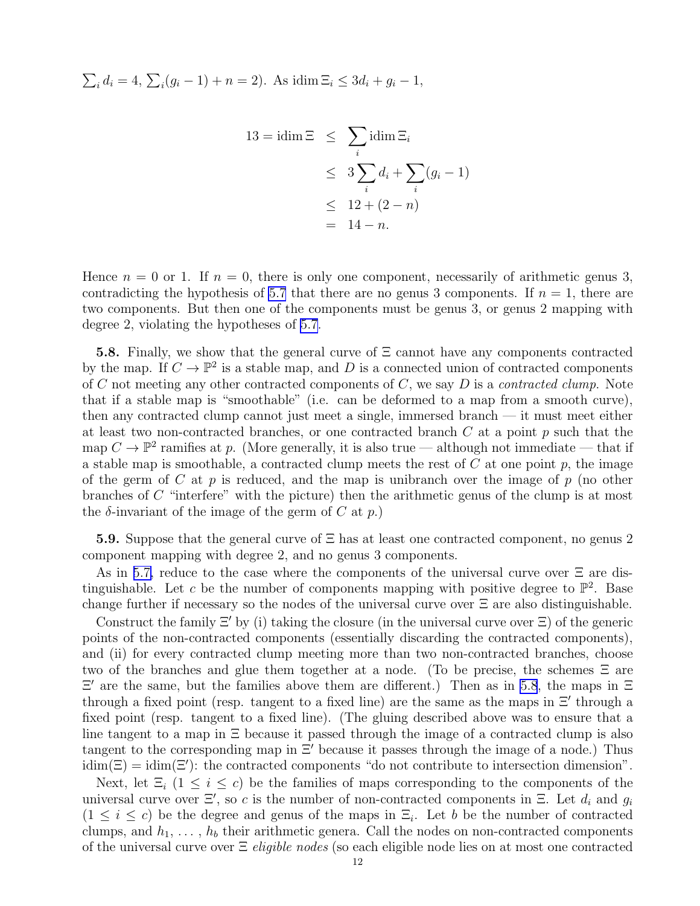$\sum_i d_i = 4$, $\sum_i (g_i - 1) + n = 2$). As $\operatorname{idim} \Xi_i \leq 3d_i + g_i - 1$,

$$
\begin{aligned}
13 = \operatorname{idim} \Xi &\leq \sum_i \operatorname{idim} \Xi_i \\
&\leq 3 \sum_i d_i + \sum_i (g_i - 1) \\
&\leq 12 + (2 - n) \\
&= 14 - n.
\end{aligned}
$$

Hence $n = 0$ or 1. If $n = 0$, there is only one component, necessarily of arithmetic genus 3, contradicting the hypothesis of 5.7 that there are no genus 3 components. If $n = 1$, there are two components. But then one of the components must be genus 3, or genus 2 mapping with degree 2, violating the hypotheses of 5.7.

**5.8.** Finally, we show that the general curve of $\Xi$ cannot have any components contracted by the map. If $C \to \mathbb{P}^2$ is a stable map, and $D$ is a connected union of contracted components of $C$ not meeting any other contracted components of $C$, we say $D$ is a *contracted clump*. Note that if a stable map is "smoothable" (i.e. can be deformed to a map from a smooth curve), then any contracted clump cannot just meet a single, immersed branch — it must meet either at least two non-contracted branches, or one contracted branch $C$ at a point $p$ such that the map $C \to \mathbb{P}^2$ ramifies at $p$. (More generally, it is also true — although not immediate — that if a stable map is smoothable, a contracted clump meets the rest of $C$ at one point $p$, the image of the germ of $C$ at $p$ is reduced, and the map is unibranch over the image of $p$ (no other branches of $C$ "interfere" with the picture) then the arithmetic genus of the clump is at most the $\delta$-invariant of the image of the germ of $C$ at $p$.)

**5.9.** Suppose that the general curve of $\Xi$ has at least one contracted component, no genus 2 component mapping with degree 2, and no genus 3 components.

As in 5.7, reduce to the case where the components of the universal curve over $\Xi$ are distinguishable. Let $c$ be the number of components mapping with positive degree to $\mathbb{P}^2$. Base change further if necessary so the nodes of the universal curve over $\Xi$ are also distinguishable.

Construct the family $\Xi'$ by (i) taking the closure (in the universal curve over $\Xi$) of the generic points of the non-contracted components (essentially discarding the contracted components), and (ii) for every contracted clump meeting more than two non-contracted branches, choose two of the branches and glue them together at a node. (To be precise, the schemes $\Xi$ are $\Xi'$ are the same, but the families above them are different.) Then as in 5.8, the maps in $\Xi$ through a fixed point (resp. tangent to a fixed line) are the same as the maps in $\Xi'$ through a fixed point (resp. tangent to a fixed line). (The gluing described above was to ensure that a line tangent to a map in $\Xi$ because it passed through the image of a contracted clump is also tangent to the corresponding map in $\Xi'$ because it passes through the image of a node.) Thus $\operatorname{idim}(\Xi) = \operatorname{idim}(\Xi')$: the contracted components "do not contribute to intersection dimension".

Next, let $\Xi_i$ ($1 \leq i \leq c$) be the families of maps corresponding to the components of the universal curve over $\Xi'$, so $c$ is the number of non-contracted components in $\Xi$. Let $d_i$ and $g_i$ ($1 \leq i \leq c$) be the degree and genus of the maps in $\Xi_i$. Let $b$ be the number of contracted clumps, and $h_1, \ldots, h_b$ their arithmetic genera. Call the nodes on non-contracted components of the universal curve over $\Xi$ *eligible nodes* (so each eligible node lies on at most one contracted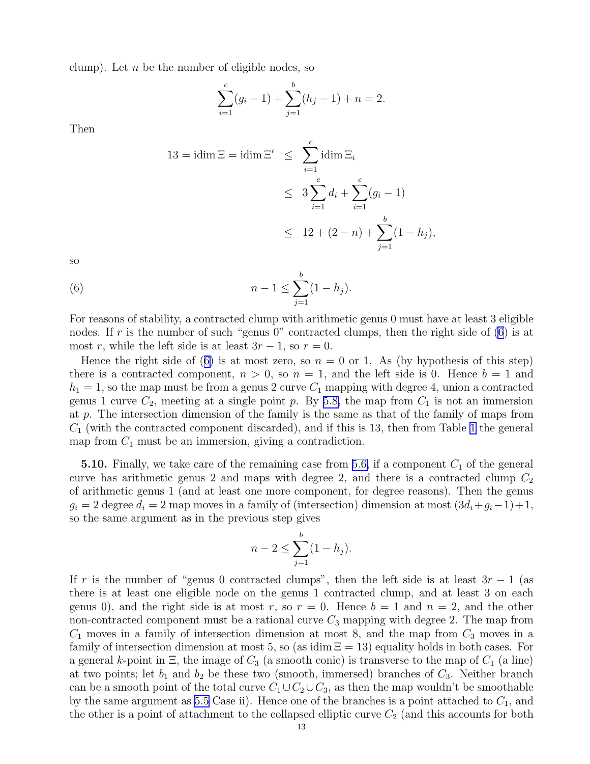clump). Let $n$ be the number of eligible nodes, so

$$\sum_{i=1}^{c}(g_i - 1) + \sum_{j=1}^{b}(h_j - 1) + n = 2.$$

Then

$$\begin{aligned} 13 = \operatorname{idim} \Xi = \operatorname{idim} \Xi' &\leq \sum_{i=1}^{c} \operatorname{idim} \Xi_i \\ &\leq 3\sum_{i=1}^{c} d_i + \sum_{i=1}^{c}(g_i - 1) \\ &\leq 12 + (2-n) + \sum_{j=1}^{b}(1 - h_j), \end{aligned}$$

so

$$n - 1 \leq \sum_{j=1}^{b}(1 - h_j). \tag{6}$$

For reasons of stability, a contracted clump with arithmetic genus 0 must have at least 3 eligible nodes. If $r$ is the number of such "genus 0" contracted clumps, then the right side of (6) is at most $r$, while the left side is at least $3r - 1$, so $r = 0$.

Hence the right side of (6) is at most zero, so $n = 0$ or 1. As (by hypothesis of this step) there is a contracted component, $n > 0$, so $n = 1$, and the left side is 0. Hence $b = 1$ and $h_1 = 1$, so the map must be from a genus 2 curve $C_1$ mapping with degree 4, union a contracted genus 1 curve $C_2$, meeting at a single point $p$. By 5.8, the map from $C_1$ is not an immersion at $p$. The intersection dimension of the family is the same as that of the family of maps from $C_1$ (with the contracted component discarded), and if this is 13, then from Table 1 the general map from $C_1$ must be an immersion, giving a contradiction.

**5.10.** Finally, we take care of the remaining case from 5.6, if a component $C_1$ of the general curve has arithmetic genus 2 and maps with degree 2, and there is a contracted clump $C_2$ of arithmetic genus 1 (and at least one more component, for degree reasons). Then the genus $g_i = 2$ degree $d_i = 2$ map moves in a family of (intersection) dimension at most $(3d_i + g_i - 1) + 1$, so the same argument as in the previous step gives

$$n - 2 \leq \sum_{j=1}^{b}(1 - h_j).$$

If $r$ is the number of "genus 0 contracted clumps", then the left side is at least $3r - 1$ (as there is at least one eligible node on the genus 1 contracted clump, and at least 3 on each genus 0), and the right side is at most $r$, so $r = 0$. Hence $b = 1$ and $n = 2$, and the other non-contracted component must be a rational curve $C_3$ mapping with degree 2. The map from $C_1$ moves in a family of intersection dimension at most 8, and the map from $C_3$ moves in a family of intersection dimension at most 5, so (as $\operatorname{idim} \Xi = 13$) equality holds in both cases. For a general $k$-point in $\Xi$, the image of $C_3$ (a smooth conic) is transverse to the map of $C_1$ (a line) at two points; let $b_1$ and $b_2$ be these two (smooth, immersed) branches of $C_3$. Neither branch can be a smooth point of the total curve $C_1 \cup C_2 \cup C_3$, as then the map wouldn't be smoothable by the same argument as 5.5 Case ii). Hence one of the branches is a point attached to $C_1$, and the other is a point of attachment to the collapsed elliptic curve $C_2$ (and this accounts for both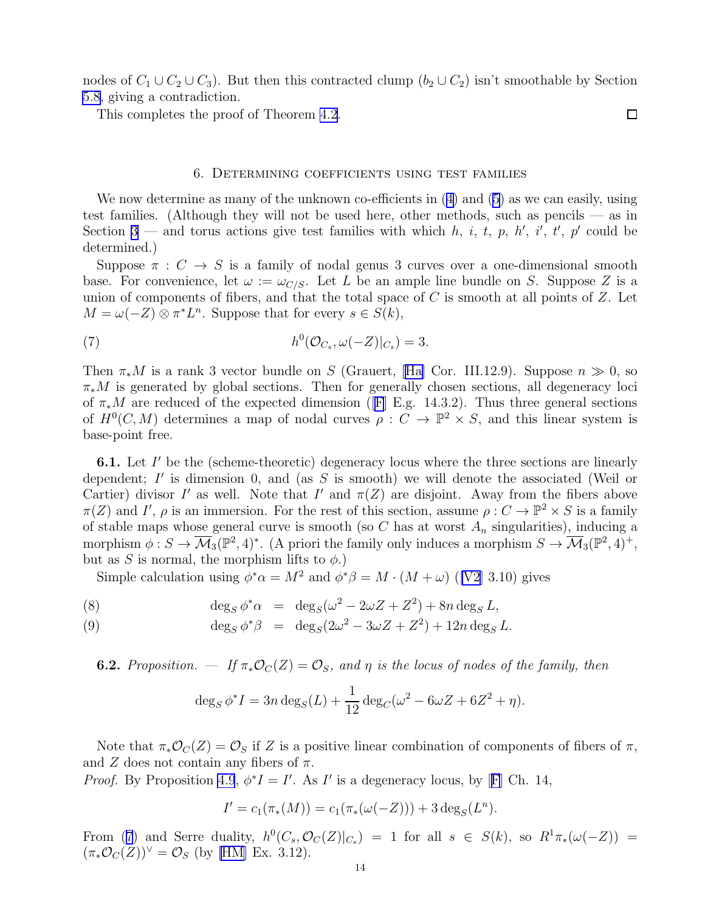nodes of $C_1 \cup C_2 \cup C_3$). But then this contracted clump ($b_2 \cup C_2$) isn't smoothable by Section 5.8, giving a contradiction.

This completes the proof of Theorem 4.2. $\square$

## 6. Determining coefficients using test families

We now determine as many of the unknown co-efficients in (4) and (5) as we can easily, using test families. (Although they will not be used here, other methods, such as pencils — as in Section 3 — and torus actions give test families with which $h$, $i$, $t$, $p$, $h'$, $i'$, $t'$, $p'$ could be determined.)

Suppose $\pi : C \to S$ is a family of nodal genus 3 curves over a one-dimensional smooth base. For convenience, let $\omega := \omega_{C/S}$. Let $L$ be an ample line bundle on $S$. Suppose $Z$ is a union of components of fibers, and that the total space of $C$ is smooth at all points of $Z$. Let $M = \omega(-Z) \otimes \pi^* L^n$. Suppose that for every $s \in S(k)$,

$$h^0(\mathcal{O}_{C_s}, \omega(-Z)|_{C_s}) = 3. \tag{7}$$

Then $\pi_* M$ is a rank 3 vector bundle on $S$ (Grauert, [Ha] Cor. III.12.9). Suppose $n \gg 0$, so $\pi_* M$ is generated by global sections. Then for generally chosen sections, all degeneracy loci of $\pi_* M$ are reduced of the expected dimension ([F] E.g. 14.3.2). Thus three general sections of $H^0(C, M)$ determines a map of nodal curves $\rho : C \to \mathbb{P}^2 \times S$, and this linear system is base-point free.

**6.1.** Let $I'$ be the (scheme-theoretic) degeneracy locus where the three sections are linearly dependent; $I'$ is dimension 0, and (as $S$ is smooth) we will denote the associated (Weil or Cartier) divisor $I'$ as well. Note that $I'$ and $\pi(Z)$ are disjoint. Away from the fibers above $\pi(Z)$ and $I'$, $\rho$ is an immersion. For the rest of this section, assume $\rho : C \to \mathbb{P}^2 \times S$ is a family of stable maps whose general curve is smooth (so $C$ has at worst $A_n$ singularities), inducing a morphism $\phi : S \to \overline{\mathcal{M}}_3(\mathbb{P}^2, 4)^*$. (A priori the family only induces a morphism $S \to \overline{\mathcal{M}}_3(\mathbb{P}^2, 4)^+$, but as $S$ is normal, the morphism lifts to $\phi$.)

Simple calculation using $\phi^* \alpha = M^2$ and $\phi^* \beta = M \cdot (M + \omega)$ ([V2] 3.10) gives

$$\deg_S \phi^* \alpha = \deg_S(\omega^2 - 2\omega Z + Z^2) + 8n \deg_S L, \tag{8}$$

$$\deg_S \phi^* \beta = \deg_S(2\omega^2 - 3\omega Z + Z^2) + 12n \deg_S L. \tag{9}$$

**6.2.** *Proposition. — If $\pi_* \mathcal{O}_C(Z) = \mathcal{O}_S$, and $\eta$ is the locus of nodes of the family, then*

$$\deg_S \phi^* I = 3n \deg_S(L) + \frac{1}{12} \deg_C(\omega^2 - 6\omega Z + 6Z^2 + \eta).$$

Note that $\pi_* \mathcal{O}_C(Z) = \mathcal{O}_S$ if $Z$ is a positive linear combination of components of fibers of $\pi$, and $Z$ does not contain any fibers of $\pi$.

*Proof.* By Proposition 4.9, $\phi^* I = I'$. As $I'$ is a degeneracy locus, by [F] Ch. 14,

$$I' = c_1(\pi_*(M)) = c_1(\pi_*(\omega(-Z))) + 3 \deg_S(L^n).$$

From (7) and Serre duality, $h^0(C_s, \mathcal{O}_C(Z)|_{C_s}) = 1$ for all $s \in S(k)$, so $R^1\pi_*(\omega(-Z)) = (\pi_* \mathcal{O}_C(Z))^\vee = \mathcal{O}_S$ (by [HM] Ex. 3.12).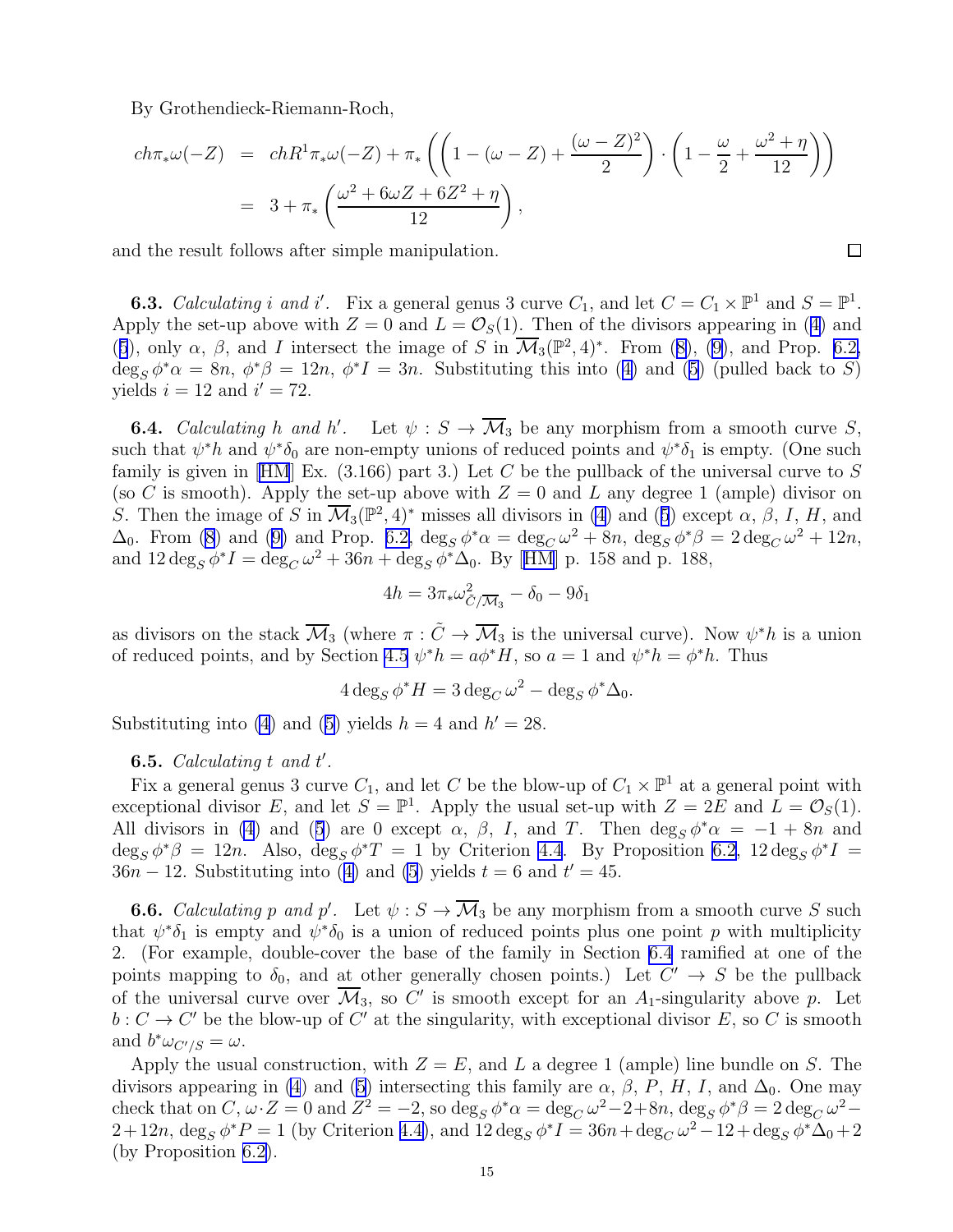By Grothendieck-Riemann-Roch,

$$
\begin{aligned}
ch\pi_*\omega(-Z) &= chR^1\pi_*\omega(-Z) + \pi_*\left(\left(1-(\omega-Z)+\frac{(\omega-Z)^2}{2}\right)\cdot\left(1-\frac{\omega}{2}+\frac{\omega^2+\eta}{12}\right)\right)\\
&= 3+\pi_*\left(\frac{\omega^2+6\omega Z+6Z^2+\eta}{12}\right),
\end{aligned}
$$

and the result follows after simple manipulation. □

**6.3.** *Calculating $i$ and $i'$.* Fix a general genus 3 curve $C_1$, and let $C = C_1 \times \mathbb{P}^1$ and $S = \mathbb{P}^1$. Apply the set-up above with $Z = 0$ and $L = \mathcal{O}_S(1)$. Then of the divisors appearing in (4) and (5), only $\alpha$, $\beta$, and $I$ intersect the image of $S$ in $\overline{\mathcal{M}}_3(\mathbb{P}^2, 4)^*$. From (8), (9), and Prop. 6.2, $\deg_S \phi^*\alpha = 8n$, $\phi^*\beta = 12n$, $\phi^* I = 3n$. Substituting this into (4) and (5) (pulled back to $S$) yields $i = 12$ and $i' = 72$.

**6.4.** *Calculating $h$ and $h'$.* Let $\psi : S \to \overline{\mathcal{M}}_3$ be any morphism from a smooth curve $S$, such that $\psi^* h$ and $\psi^*\delta_0$ are non-empty unions of reduced points and $\psi^*\delta_1$ is empty. (One such family is given in [HM] Ex. (3.166) part 3.) Let $C$ be the pullback of the universal curve to $S$ (so $C$ is smooth). Apply the set-up above with $Z = 0$ and $L$ any degree 1 (ample) divisor on $S$. Then the image of $S$ in $\overline{\mathcal{M}}_3(\mathbb{P}^2, 4)^*$ misses all divisors in (4) and (5) except $\alpha$, $\beta$, $I$, $H$, and $\Delta_0$. From (8) and (9) and Prop. 6.2, $\deg_S \phi^*\alpha = \deg_C \omega^2 + 8n$, $\deg_S \phi^*\beta = 2\deg_C \omega^2 + 12n$, and $12 \deg_S \phi^* I = \deg_C \omega^2 + 36n + \deg_S \phi^*\Delta_0$. By [HM] p. 158 and p. 188,

$$4h = 3\pi_*\omega^2_{\tilde{C}/\overline{\mathcal{M}}_3} - \delta_0 - 9\delta_1$$

as divisors on the stack $\overline{\mathcal{M}}_3$ (where $\pi : \tilde{C} \to \overline{\mathcal{M}}_3$ is the universal curve). Now $\psi^* h$ is a union of reduced points, and by Section 4.5 $\psi^* h = a\phi^* H$, so $a = 1$ and $\psi^* h = \phi^* h$. Thus

$$4 \deg_S \phi^* H = 3 \deg_C \omega^2 - \deg_S \phi^*\Delta_0.$$

Substituting into (4) and (5) yields $h = 4$ and $h' = 28$.

**6.5.** *Calculating $t$ and $t'$.*

Fix a general genus 3 curve $C_1$, and let $C$ be the blow-up of $C_1 \times \mathbb{P}^1$ at a general point with exceptional divisor $E$, and let $S = \mathbb{P}^1$. Apply the usual set-up with $Z = 2E$ and $L = \mathcal{O}_S(1)$. All divisors in (4) and (5) are 0 except $\alpha$, $\beta$, $I$, and $T$. Then $\deg_S \phi^*\alpha = -1 + 8n$ and $\deg_S \phi^*\beta = 12n$. Also, $\deg_S \phi^* T = 1$ by Criterion 4.4. By Proposition 6.2, $12 \deg_S \phi^* I = 36n - 12$. Substituting into (4) and (5) yields $t = 6$ and $t' = 45$.

**6.6.** *Calculating $p$ and $p'$.* Let $\psi : S \to \overline{\mathcal{M}}_3$ be any morphism from a smooth curve $S$ such that $\psi^*\delta_1$ is empty and $\psi^*\delta_0$ is a union of reduced points plus one point $p$ with multiplicity 2. (For example, double-cover the base of the family in Section 6.4 ramified at one of the points mapping to $\delta_0$, and at other generally chosen points.) Let $C' \to S$ be the pullback of the universal curve over $\overline{\mathcal{M}}_3$, so $C'$ is smooth except for an $A_1$-singularity above $p$. Let $b : C \to C'$ be the blow-up of $C'$ at the singularity, with exceptional divisor $E$, so $C$ is smooth and $b^*\omega_{C'/S} = \omega$.

Apply the usual construction, with $Z = E$, and $L$ a degree 1 (ample) line bundle on $S$. The divisors appearing in (4) and (5) intersecting this family are $\alpha$, $\beta$, $P$, $H$, $I$, and $\Delta_0$. One may check that on $C$, $\omega \cdot Z = 0$ and $Z^2 = -2$, so $\deg_S \phi^*\alpha = \deg_C \omega^2 - 2 + 8n$, $\deg_S \phi^*\beta = 2\deg_C \omega^2 - 2 + 12n$, $\deg_S \phi^* P = 1$ (by Criterion 4.4), and $12 \deg_S \phi^* I = 36n + \deg_C \omega^2 - 12 + \deg_S \phi^*\Delta_0 + 2$ (by Proposition 6.2).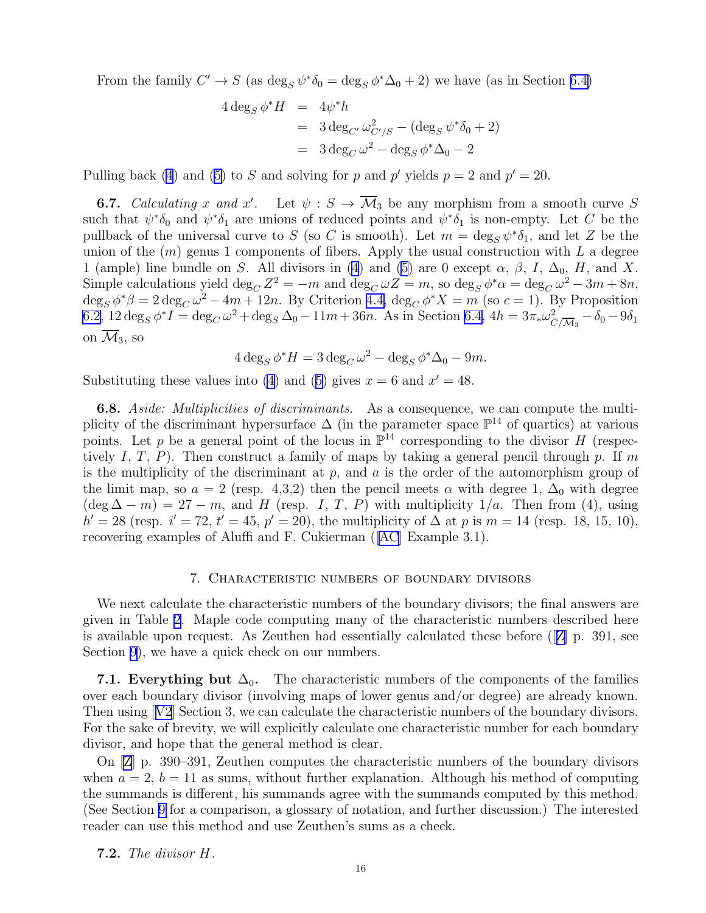From the family $C' \to S$ (as $\deg_S \psi^* \delta_0 = \deg_S \phi^* \Delta_0 + 2$) we have (as in Section 6.4)

$$\begin{aligned}
4 \deg_S \phi^* H &= 4\psi^* h \\
&= 3 \deg_{C'} \omega^2_{C'/S} - (\deg_S \psi^* \delta_0 + 2) \\
&= 3 \deg_C \omega^2 - \deg_S \phi^* \Delta_0 - 2
\end{aligned}$$

Pulling back (4) and (5) to $S$ and solving for $p$ and $p'$ yields $p = 2$ and $p' = 20$.

**6.7.** *Calculating $x$ and $x'$.* Let $\psi : S \to \overline{\mathcal{M}}_3$ be any morphism from a smooth curve $S$ such that $\psi^* \delta_0$ and $\psi^* \delta_1$ are unions of reduced points and $\psi^* \delta_1$ is non-empty. Let $C$ be the pullback of the universal curve to $S$ (so $C$ is smooth). Let $m = \deg_S \psi^* \delta_1$, and let $Z$ be the union of the ($m$) genus 1 components of fibers. Apply the usual construction with $L$ a degree 1 (ample) line bundle on $S$. All divisors in (4) and (5) are 0 except $\alpha$, $\beta$, $I$, $\Delta_0$, $H$, and $X$. Simple calculations yield $\deg_C Z^2 = -m$ and $\deg_C \omega Z = m$, so $\deg_S \phi^* \alpha = \deg_C \omega^2 - 3m + 8n$, $\deg_S \phi^* \beta = 2 \deg_C \omega^2 - 4m + 12n$. By Criterion 4.4, $\deg_C \phi^* X = m$ (so $c = 1$). By Proposition 6.2, $12 \deg_S \phi^* I = \deg_C \omega^2 + \deg_S \Delta_0 - 11m + 36n$. As in Section 6.4, $4h = 3\pi_* \omega^2_{\tilde{C}/\overline{\mathcal{M}}_3} - \delta_0 - 9\delta_1$ on $\overline{\mathcal{M}}_3$, so

$$4 \deg_S \phi^* H = 3 \deg_C \omega^2 - \deg_S \phi^* \Delta_0 - 9m.$$

Substituting these values into (4) and (5) gives $x = 6$ and $x' = 48$.

**6.8.** *Aside: Multiplicities of discriminants.* As a consequence, we can compute the multiplicity of the discriminant hypersurface $\Delta$ (in the parameter space $\mathbb{P}^{14}$ of quartics) at various points. Let $p$ be a general point of the locus in $\mathbb{P}^{14}$ corresponding to the divisor $H$ (respectively $I$, $T$, $P$). Then construct a family of maps by taking a general pencil through $p$. If $m$ is the multiplicity of the discriminant at $p$, and $a$ is the order of the automorphism group of the limit map, so $a = 2$ (resp. 4,3,2) then the pencil meets $\alpha$ with degree 1, $\Delta_0$ with degree $(\deg \Delta - m) = 27 - m$, and $H$ (resp. $I$, $T$, $P$) with multiplicity $1/a$. Then from (4), using $h' = 28$ (resp. $i' = 72$, $t' = 45$, $p' = 20$), the multiplicity of $\Delta$ at $p$ is $m = 14$ (resp. 18, 15, 10), recovering examples of Aluffi and F. Cukierman ([AC] Example 3.1).

## 7. Characteristic numbers of boundary divisors

We next calculate the characteristic numbers of the boundary divisors; the final answers are given in Table 2. Maple code computing many of the characteristic numbers described here is available upon request. As Zeuthen had essentially calculated these before ([Z] p. 391, see Section 9), we have a quick check on our numbers.

**7.1. Everything but $\Delta_0$.** The characteristic numbers of the components of the families over each boundary divisor (involving maps of lower genus and/or degree) are already known. Then using [V2] Section 3, we can calculate the characteristic numbers of the boundary divisors. For the sake of brevity, we will explicitly calculate one characteristic number for each boundary divisor, and hope that the general method is clear.

On [Z] p. 390–391, Zeuthen computes the characteristic numbers of the boundary divisors when $a = 2$, $b = 11$ as sums, without further explanation. Although his method of computing the summands is different, his summands agree with the summands computed by this method. (See Section 9 for a comparison, a glossary of notation, and further discussion.) The interested reader can use this method and use Zeuthen's sums as a check.

**7.2.** *The divisor $H$.*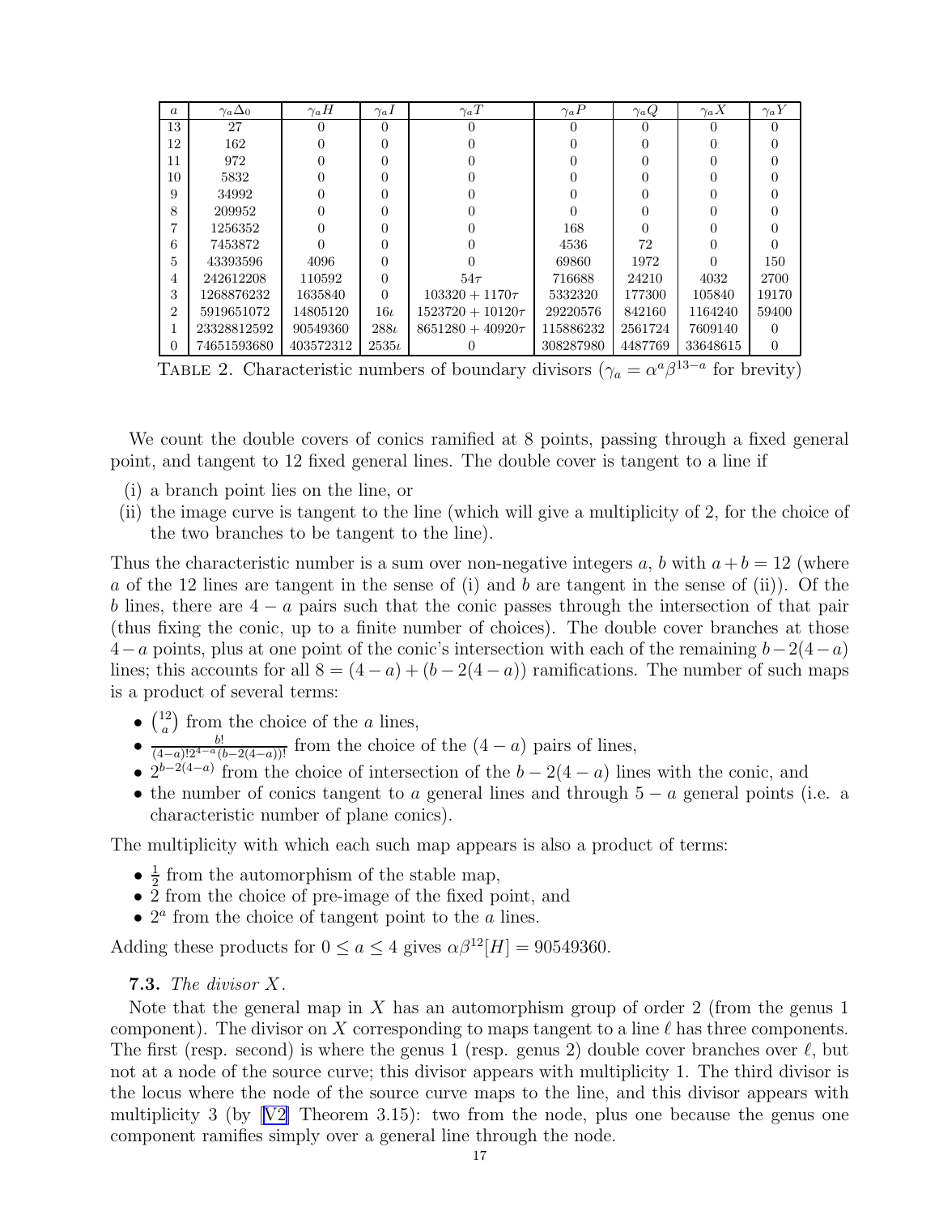| $a$ | $\gamma_a \Delta_0$ | $\gamma_a H$ | $\gamma_a I$ | $\gamma_a T$ | $\gamma_a P$ | $\gamma_a Q$ | $\gamma_a X$ | $\gamma_a Y$ |
|---|---|---|---|---|---|---|---|---|
| 13 | 27 | 0 | 0 | 0 | 0 | 0 | 0 | 0 |
| 12 | 162 | 0 | 0 | 0 | 0 | 0 | 0 | 0 |
| 11 | 972 | 0 | 0 | 0 | 0 | 0 | 0 | 0 |
| 10 | 5832 | 0 | 0 | 0 | 0 | 0 | 0 | 0 |
| 9 | 34992 | 0 | 0 | 0 | 0 | 0 | 0 | 0 |
| 8 | 209952 | 0 | 0 | 0 | 0 | 0 | 0 | 0 |
| 7 | 1256352 | 0 | 0 | 0 | 168 | 0 | 0 | 0 |
| 6 | 7453872 | 0 | 0 | 0 | 4536 | 72 | 0 | 0 |
| 5 | 43393596 | 4096 | 0 | 0 | 69860 | 1972 | 0 | 150 |
| 4 | 242612208 | 110592 | 0 | $54\tau$ | 716688 | 24210 | 4032 | 2700 |
| 3 | 1268876232 | 1635840 | 0 | $103320 + 1170\tau$ | 5332320 | 177300 | 105840 | 19170 |
| 2 | 5919651072 | 14805120 | $16\iota$ | $1523720 + 10120\tau$ | 29220576 | 842160 | 1164240 | 59400 |
| 1 | 23328812592 | 90549360 | $288\iota$ | $8651280 + 40920\tau$ | 115886232 | 2561724 | 7609140 | 0 |
| 0 | 74651593680 | 403572312 | $2535\iota$ | 0 | 308287980 | 4487769 | 33648615 | 0 |

TABLE 2. Characteristic numbers of boundary divisors ($\gamma_a = \alpha^a \beta^{13-a}$ for brevity)

We count the double covers of conics ramified at 8 points, passing through a fixed general point, and tangent to 12 fixed general lines. The double cover is tangent to a line if

- (i) a branch point lies on the line, or
- (ii) the image curve is tangent to the line (which will give a multiplicity of 2, for the choice of the two branches to be tangent to the line).

Thus the characteristic number is a sum over non-negative integers $a$, $b$ with $a + b = 12$ (where $a$ of the 12 lines are tangent in the sense of (i) and $b$ are tangent in the sense of (ii)). Of the $b$ lines, there are $4 - a$ pairs such that the conic passes through the intersection of that pair (thus fixing the conic, up to a finite number of choices). The double cover branches at those $4-a$ points, plus at one point of the conic's intersection with each of the remaining $b-2(4-a)$ lines; this accounts for all $8 = (4-a) + (b-2(4-a))$ ramifications. The number of such maps is a product of several terms:

- $\binom{12}{a}$ from the choice of the $a$ lines,
- $\frac{b!}{(4-a)!2^{4-a}(b-2(4-a))!}$ from the choice of the $(4-a)$ pairs of lines,
- $2^{b-2(4-a)}$ from the choice of intersection of the $b - 2(4-a)$ lines with the conic, and
- the number of conics tangent to $a$ general lines and through $5 - a$ general points (i.e. a characteristic number of plane conics).

The multiplicity with which each such map appears is also a product of terms:

- $\frac{1}{2}$ from the automorphism of the stable map,
- 2 from the choice of pre-image of the fixed point, and
- $2^a$ from the choice of tangent point to the $a$ lines.

Adding these products for $0 \leq a \leq 4$ gives $\alpha\beta^{12}[H] = 90549360$.

**7.3.** *The divisor $X$.*

Note that the general map in $X$ has an automorphism group of order 2 (from the genus 1 component). The divisor on $X$ corresponding to maps tangent to a line $\ell$ has three components. The first (resp. second) is where the genus 1 (resp. genus 2) double cover branches over $\ell$, but not at a node of the source curve; this divisor appears with multiplicity 1. The third divisor is the locus where the node of the source curve maps to the line, and this divisor appears with multiplicity 3 (by [V2] Theorem 3.15): two from the node, plus one because the genus one component ramifies simply over a general line through the node.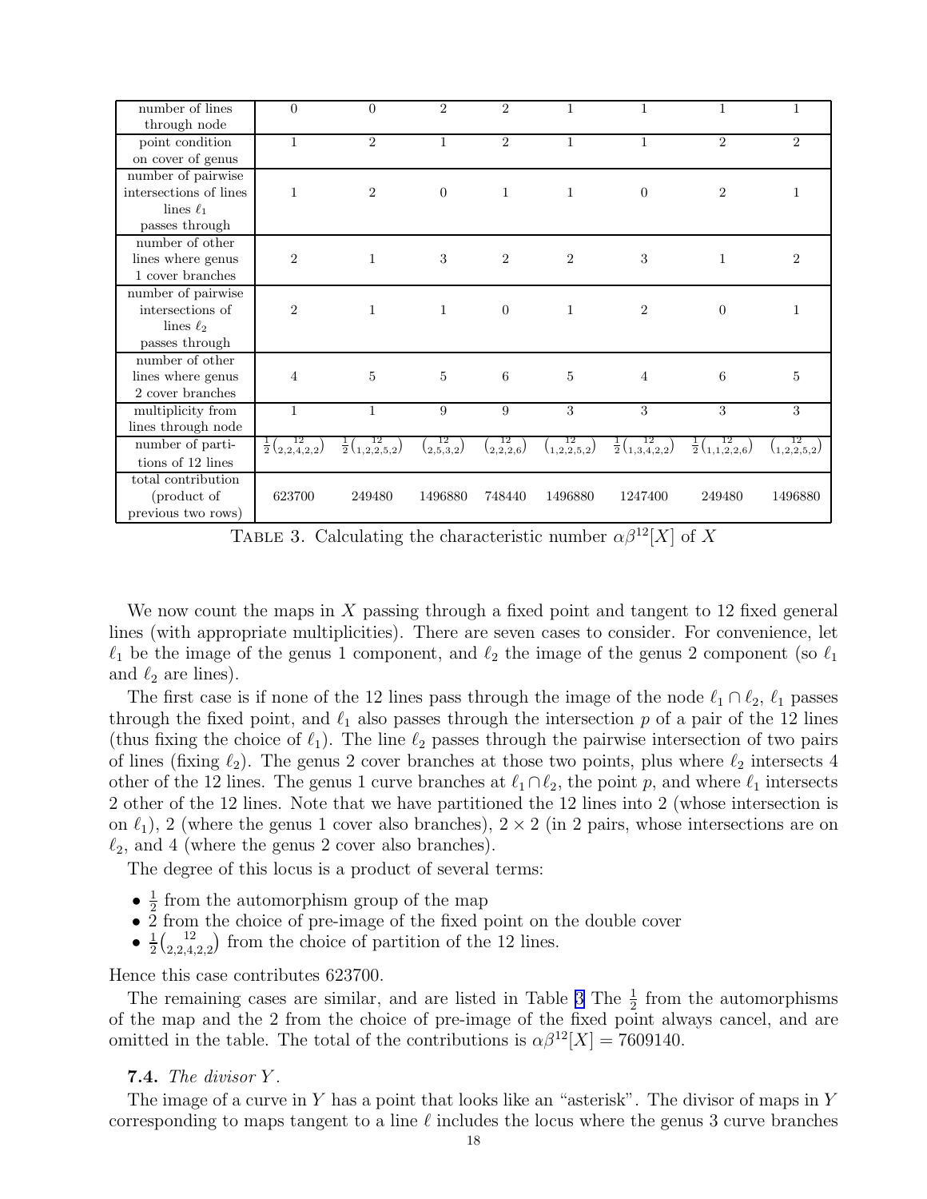| number of lines through node | 0 | 0 | 2 | 2 | 1 | 1 | 1 | 1 |
|---|---|---|---|---|---|---|---|---|
| point condition on cover of genus | 1 | 2 | 1 | 2 | 1 | 1 | 2 | 2 |
| number of pairwise intersections of lines lines $\ell_1$ passes through | 1 | 2 | 0 | 1 | 1 | 0 | 2 | 1 |
| number of other lines where genus 1 cover branches | 2 | 1 | 3 | 2 | 2 | 3 | 1 | 2 |
| number of pairwise intersections of lines $\ell_2$ passes through | 2 | 1 | 1 | 0 | 1 | 2 | 0 | 1 |
| number of other lines where genus 2 cover branches | 4 | 5 | 5 | 6 | 5 | 4 | 6 | 5 |
| multiplicity from lines through node | 1 | 1 | 9 | 9 | 3 | 3 | 3 | 3 |
| number of partitions of 12 lines | $\frac{1}{2}\binom{12}{2,2,4,2,2}$ | $\frac{1}{2}\binom{12}{1,2,2,5,2}$ | $\binom{12}{2,5,3,2}$ | $\binom{12}{2,2,2,6}$ | $\binom{12}{1,2,2,5,2}$ | $\frac{1}{2}\binom{12}{1,3,4,2,2}$ | $\frac{1}{2}\binom{12}{1,1,2,2,6}$ | $\binom{12}{1,2,2,5,2}$ |
| total contribution (product of previous two rows) | 623700 | 249480 | 1496880 | 748440 | 1496880 | 1247400 | 249480 | 1496880 |

TABLE 3. Calculating the characteristic number $\alpha\beta^{12}[X]$ of $X$

We now count the maps in $X$ passing through a fixed point and tangent to 12 fixed general lines (with appropriate multiplicities). There are seven cases to consider. For convenience, let $\ell_1$ be the image of the genus 1 component, and $\ell_2$ the image of the genus 2 component (so $\ell_1$ and $\ell_2$ are lines).

The first case is if none of the 12 lines pass through the image of the node $\ell_1 \cap \ell_2$, $\ell_1$ passes through the fixed point, and $\ell_1$ also passes through the intersection $p$ of a pair of the 12 lines (thus fixing the choice of $\ell_1$). The line $\ell_2$ passes through the pairwise intersection of two pairs of lines (fixing $\ell_2$). The genus 2 cover branches at those two points, plus where $\ell_2$ intersects 4 other of the 12 lines. The genus 1 curve branches at $\ell_1 \cap \ell_2$, the point $p$, and where $\ell_1$ intersects 2 other of the 12 lines. Note that we have partitioned the 12 lines into 2 (whose intersection is on $\ell_1$), 2 (where the genus 1 cover also branches), $2 \times 2$ (in 2 pairs, whose intersections are on $\ell_2$, and 4 (where the genus 2 cover also branches).

The degree of this locus is a product of several terms:

- $\frac{1}{2}$ from the automorphism group of the map
- 2 from the choice of pre-image of the fixed point on the double cover
- $\frac{1}{2}\binom{12}{2,2,4,2,2}$ from the choice of partition of the 12 lines.

Hence this case contributes 623700.

The remaining cases are similar, and are listed in Table 3 The $\frac{1}{2}$ from the automorphisms of the map and the 2 from the choice of pre-image of the fixed point always cancel, and are omitted in the table. The total of the contributions is $\alpha\beta^{12}[X] = 7609140$.

**7.4.** *The divisor $Y$.*

The image of a curve in $Y$ has a point that looks like an "asterisk". The divisor of maps in $Y$ corresponding to maps tangent to a line $\ell$ includes the locus where the genus 3 curve branches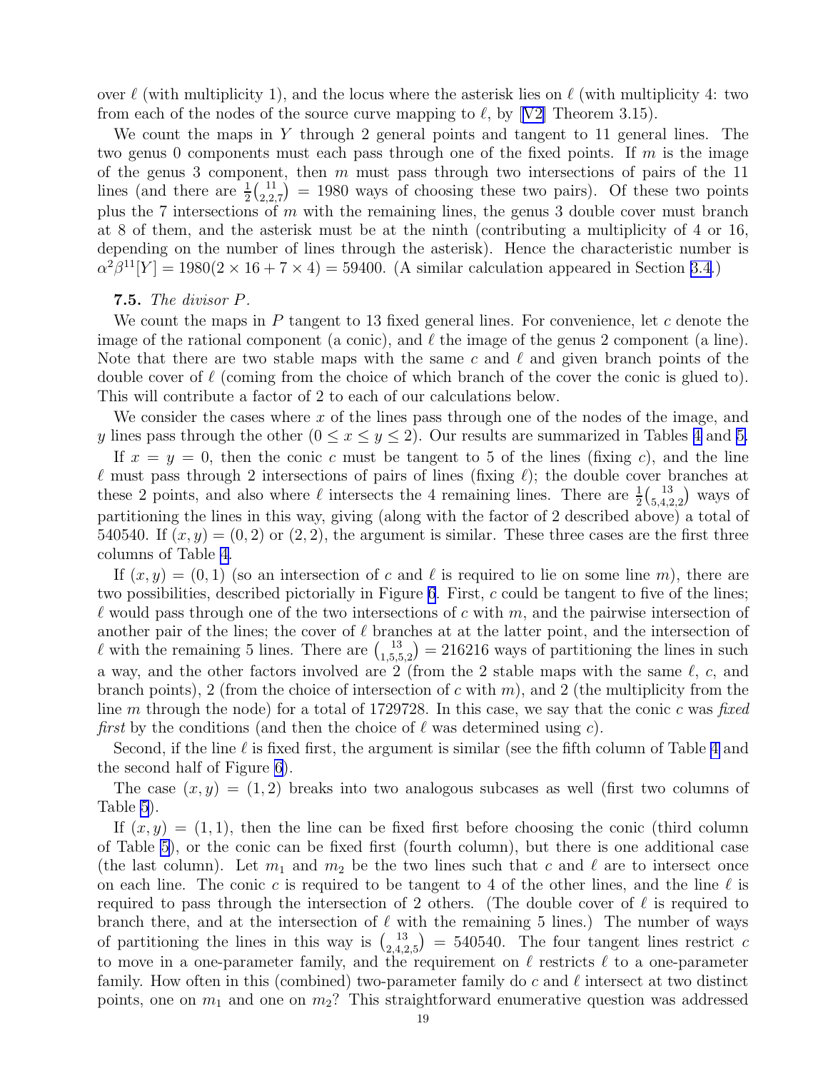over $\ell$ (with multiplicity 1), and the locus where the asterisk lies on $\ell$ (with multiplicity 4: two from each of the nodes of the source curve mapping to $\ell$, by [V2] Theorem 3.15).

We count the maps in $Y$ through 2 general points and tangent to 11 general lines. The two genus 0 components must each pass through one of the fixed points. If $m$ is the image of the genus 3 component, then $m$ must pass through two intersections of pairs of the 11 lines (and there are $\frac{1}{2}\binom{11}{2,2,7} = 1980$ ways of choosing these two pairs). Of these two points plus the 7 intersections of $m$ with the remaining lines, the genus 3 double cover must branch at 8 of them, and the asterisk must be at the ninth (contributing a multiplicity of 4 or 16, depending on the number of lines through the asterisk). Hence the characteristic number is $\alpha^2\beta^{11}[Y] = 1980(2 \times 16 + 7 \times 4) = 59400$. (A similar calculation appeared in Section 3.4.)

**7.5.** *The divisor $P$.*

We count the maps in $P$ tangent to 13 fixed general lines. For convenience, let $c$ denote the image of the rational component (a conic), and $\ell$ the image of the genus 2 component (a line). Note that there are two stable maps with the same $c$ and $\ell$ and given branch points of the double cover of $\ell$ (coming from the choice of which branch of the cover the conic is glued to). This will contribute a factor of 2 to each of our calculations below.

We consider the cases where $x$ of the lines pass through one of the nodes of the image, and $y$ lines pass through the other ($0 \le x \le y \le 2$). Our results are summarized in Tables 4 and 5.

If $x = y = 0$, then the conic $c$ must be tangent to 5 of the lines (fixing $c$), and the line $\ell$ must pass through 2 intersections of pairs of lines (fixing $\ell$); the double cover branches at these 2 points, and also where $\ell$ intersects the 4 remaining lines. There are $\frac{1}{2}\binom{13}{5,4,2,2}$ ways of partitioning the lines in this way, giving (along with the factor of 2 described above) a total of 540540. If $(x,y) = (0,2)$ or $(2,2)$, the argument is similar. These three cases are the first three columns of Table 4.

If $(x,y) = (0,1)$ (so an intersection of $c$ and $\ell$ is required to lie on some line $m$), there are two possibilities, described pictorially in Figure 6. First, $c$ could be tangent to five of the lines; $\ell$ would pass through one of the two intersections of $c$ with $m$, and the pairwise intersection of another pair of the lines; the cover of $\ell$ branches at at the latter point, and the intersection of $\ell$ with the remaining 5 lines. There are $\binom{13}{1,5,5,2} = 216216$ ways of partitioning the lines in such a way, and the other factors involved are 2 (from the 2 stable maps with the same $\ell$, $c$, and branch points), 2 (from the choice of intersection of $c$ with $m$), and 2 (the multiplicity from the line $m$ through the node) for a total of 1729728. In this case, we say that the conic $c$ was *fixed first* by the conditions (and then the choice of $\ell$ was determined using $c$).

Second, if the line $\ell$ is fixed first, the argument is similar (see the fifth column of Table 4 and the second half of Figure 6).

The case $(x,y) = (1,2)$ breaks into two analogous subcases as well (first two columns of Table 5).

If $(x,y) = (1,1)$, then the line can be fixed first before choosing the conic (third column of Table 5), or the conic can be fixed first (fourth column), but there is one additional case (the last column). Let $m_1$ and $m_2$ be the two lines such that $c$ and $\ell$ are to intersect once on each line. The conic $c$ is required to be tangent to 4 of the other lines, and the line $\ell$ is required to pass through the intersection of 2 others. (The double cover of $\ell$ is required to branch there, and at the intersection of $\ell$ with the remaining 5 lines.) The number of ways of partitioning the lines in this way is $\binom{13}{2,4,2,5} = 540540$. The four tangent lines restrict $c$ to move in a one-parameter family, and the requirement on $\ell$ restricts $\ell$ to a one-parameter family. How often in this (combined) two-parameter family do $c$ and $\ell$ intersect at two distinct points, one on $m_1$ and one on $m_2$? This straightforward enumerative question was addressed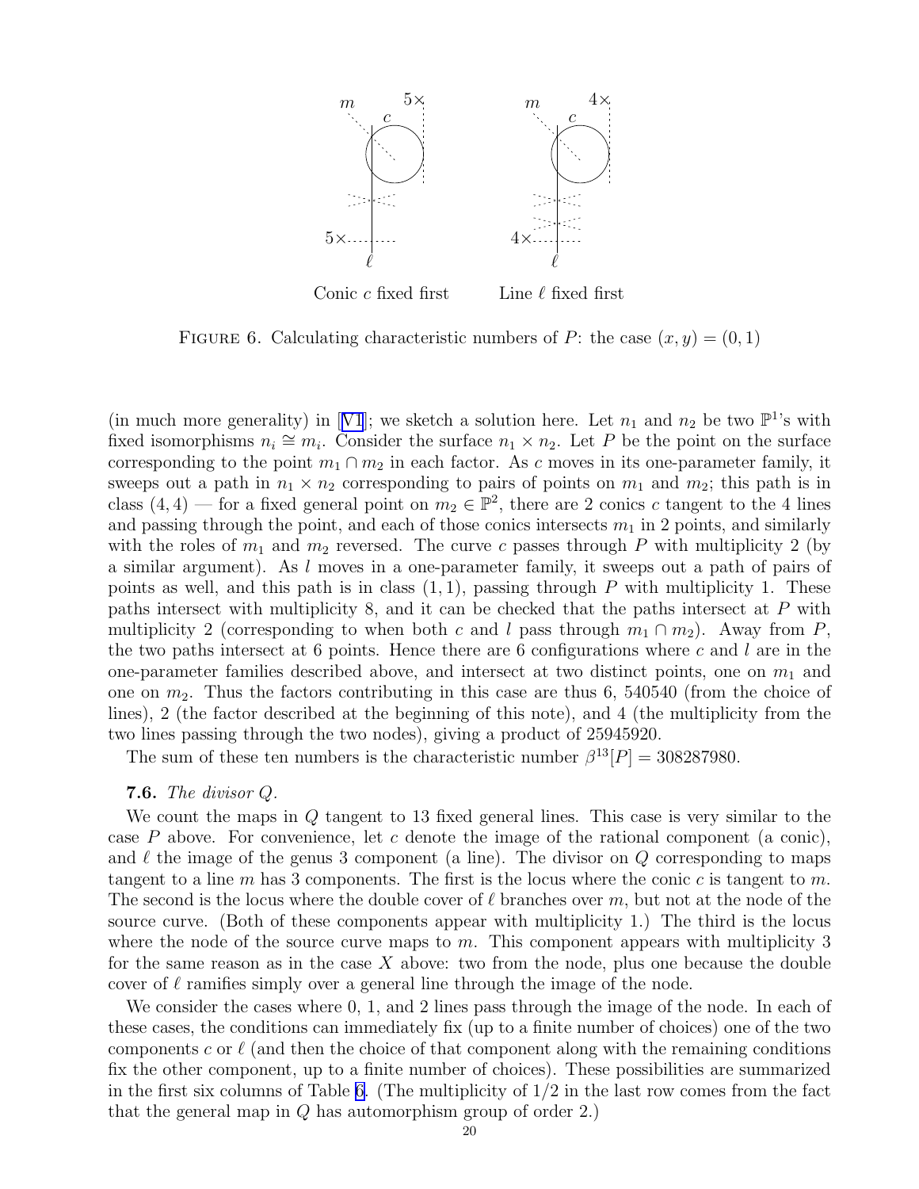FIGURE 6. Calculating characteristic numbers of $P$: the case $(x, y) = (0, 1)$

(in much more generality) in [V1]; we sketch a solution here. Let $n_1$ and $n_2$ be two $\mathbb{P}^1$'s with fixed isomorphisms $n_i \cong m_i$. Consider the surface $n_1 \times n_2$. Let $P$ be the point on the surface corresponding to the point $m_1 \cap m_2$ in each factor. As $c$ moves in its one-parameter family, it sweeps out a path in $n_1 \times n_2$ corresponding to pairs of points on $m_1$ and $m_2$; this path is in class $(4, 4)$ — for a fixed general point on $m_2 \in \mathbb{P}^2$, there are 2 conics $c$ tangent to the 4 lines and passing through the point, and each of those conics intersects $m_1$ in 2 points, and similarly with the roles of $m_1$ and $m_2$ reversed. The curve $c$ passes through $P$ with multiplicity 2 (by a similar argument). As $l$ moves in a one-parameter family, it sweeps out a path of pairs of points as well, and this path is in class $(1, 1)$, passing through $P$ with multiplicity 1. These paths intersect with multiplicity 8, and it can be checked that the paths intersect at $P$ with multiplicity 2 (corresponding to when both $c$ and $l$ pass through $m_1 \cap m_2$). Away from $P$, the two paths intersect at 6 points. Hence there are 6 configurations where $c$ and $l$ are in the one-parameter families described above, and intersect at two distinct points, one on $m_1$ and one on $m_2$. Thus the factors contributing in this case are thus 6, 540540 (from the choice of lines), 2 (the factor described at the beginning of this note), and 4 (the multiplicity from the two lines passing through the two nodes), giving a product of 25945920.

The sum of these ten numbers is the characteristic number $\beta^{13}[P] = 308287980$.

**7.6.** *The divisor $Q$.*

We count the maps in $Q$ tangent to 13 fixed general lines. This case is very similar to the case $P$ above. For convenience, let $c$ denote the image of the rational component (a conic), and $\ell$ the image of the genus 3 component (a line). The divisor on $Q$ corresponding to maps tangent to a line $m$ has 3 components. The first is the locus where the conic $c$ is tangent to $m$. The second is the locus where the double cover of $\ell$ branches over $m$, but not at the node of the source curve. (Both of these components appear with multiplicity 1.) The third is the locus where the node of the source curve maps to $m$. This component appears with multiplicity 3 for the same reason as in the case $X$ above: two from the node, plus one because the double cover of $\ell$ ramifies simply over a general line through the image of the node.

We consider the cases where 0, 1, and 2 lines pass through the image of the node. In each of these cases, the conditions can immediately fix (up to a finite number of choices) one of the two components $c$ or $\ell$ (and then the choice of that component along with the remaining conditions fix the other component, up to a finite number of choices). These possibilities are summarized in the first six columns of Table 6. (The multiplicity of 1/2 in the last row comes from the fact that the general map in $Q$ has automorphism group of order 2.)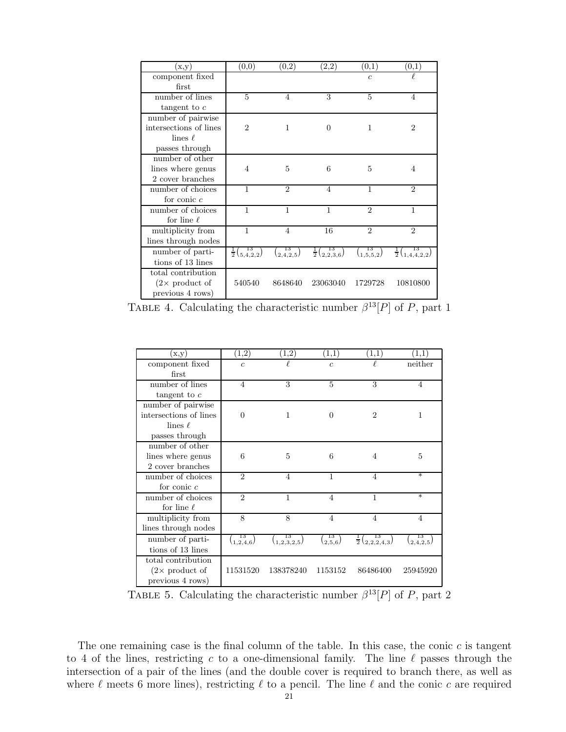| (x,y) | (0,0) | (0,2) | (2,2) | (0,1) | (0,1) |
|---|---|---|---|---|---|
| component fixed first | | | | $c$ | $\ell$ |
| number of lines tangent to $c$ | 5 | 4 | 3 | 5 | 4 |
| number of pairwise intersections of lines lines $\ell$ passes through | 2 | 1 | 0 | 1 | 2 |
| number of other lines where genus 2 cover branches | 4 | 5 | 6 | 5 | 4 |
| number of choices for conic $c$ | 1 | 2 | 4 | 1 | 2 |
| number of choices for line $\ell$ | 1 | 1 | 1 | 2 | 1 |
| multiplicity from lines through nodes | 1 | 4 | 16 | 2 | 2 |
| number of partitions of 13 lines | $\frac{1}{2}\binom{13}{5,4,2,2}$ | $\binom{13}{2,4,2,5}$ | $\frac{1}{2}\binom{13}{2,2,3,6}$ | $\binom{13}{1,5,5,2}$ | $\frac{1}{2}\binom{13}{1,4,4,2,2}$ |
| total contribution (2× product of previous 4 rows) | 540540 | 8648640 | 23063040 | 1729728 | 10810800 |

Table 4. Calculating the characteristic number $\beta^{13}[P]$ of $P$, part 1

| (x,y) | (1,2) | (1,2) | (1,1) | (1,1) | (1,1) |
|---|---|---|---|---|---|
| component fixed first | $c$ | $\ell$ | $c$ | $\ell$ | neither |
| number of lines tangent to $c$ | 4 | 3 | 5 | 3 | 4 |
| number of pairwise intersections of lines lines $\ell$ passes through | 0 | 1 | 0 | 2 | 1 |
| number of other lines where genus 2 cover branches | 6 | 5 | 6 | 4 | 5 |
| number of choices for conic $c$ | 2 | 4 | 1 | 4 | * |
| number of choices for line $\ell$ | 2 | 1 | 4 | 1 | * |
| multiplicity from lines through nodes | 8 | 8 | 4 | 4 | 4 |
| number of partitions of 13 lines | $\binom{13}{1,2,4,6}$ | $\binom{13}{1,2,3,2,5}$ | $\binom{13}{2,5,6}$ | $\frac{1}{2}\binom{13}{2,2,2,4,3}$ | $\binom{13}{2,4,2,5}$ |
| total contribution (2× product of previous 4 rows) | 11531520 | 138378240 | 1153152 | 86486400 | 25945920 |

Table 5. Calculating the characteristic number $\beta^{13}[P]$ of $P$, part 2

The one remaining case is the final column of the table. In this case, the conic $c$ is tangent to 4 of the lines, restricting $c$ to a one-dimensional family. The line $\ell$ passes through the intersection of a pair of the lines (and the double cover is required to branch there, as well as where $\ell$ meets 6 more lines), restricting $\ell$ to a pencil. The line $\ell$ and the conic $c$ are required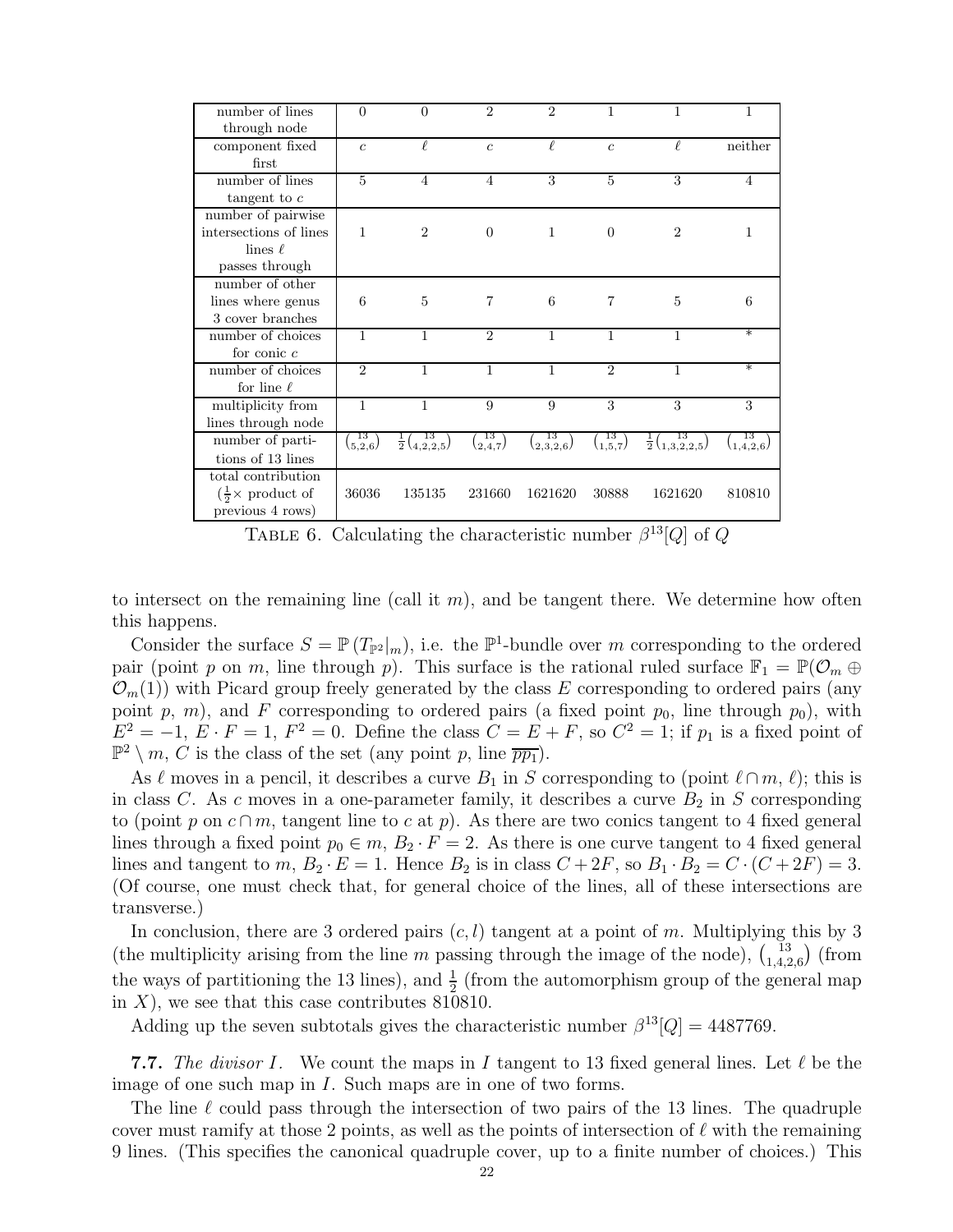| number of lines through node | 0 | 0 | 2 | 2 | 1 | 1 | 1 |
|---|---|---|---|---|---|---|---|
| component fixed first | $c$ | $\ell$ | $c$ | $\ell$ | $c$ | $\ell$ | neither |
| number of lines tangent to $c$ | 5 | 4 | 4 | 3 | 5 | 3 | 4 |
| number of pairwise intersections of lines lines $\ell$ passes through | 1 | 2 | 0 | 1 | 0 | 2 | 1 |
| number of other lines where genus 3 cover branches | 6 | 5 | 7 | 6 | 7 | 5 | 6 |
| number of choices for conic $c$ | 1 | 1 | 2 | 1 | 1 | 1 | * |
| number of choices for line $\ell$ | 2 | 1 | 1 | 1 | 2 | 1 | * |
| multiplicity from lines through node | 1 | 1 | 9 | 9 | 3 | 3 | 3 |
| number of partitions of 13 lines | $\binom{13}{5,2,6}$ | $\frac{1}{2}\binom{13}{4,2,2,5}$ | $\binom{13}{2,4,7}$ | $\binom{13}{2,3,2,6}$ | $\binom{13}{1,5,7}$ | $\frac{1}{2}\binom{13}{1,3,2,2,5}$ | $\binom{13}{1,4,2,6}$ |
| total contribution ($\frac{1}{2}\times$ product of previous 4 rows) | 36036 | 135135 | 231660 | 1621620 | 30888 | 1621620 | 810810 |

TABLE 6. Calculating the characteristic number $\beta^{13}[Q]$ of $Q$

to intersect on the remaining line (call it $m$), and be tangent there. We determine how often this happens.

Consider the surface $S = \mathbb{P}\left(T_{\mathbb{P}^2}|_m\right)$, i.e. the $\mathbb{P}^1$-bundle over $m$ corresponding to the ordered pair (point $p$ on $m$, line through $p$). This surface is the rational ruled surface $\mathbb{F}_1 = \mathbb{P}(\mathcal{O}_m \oplus \mathcal{O}_m(1))$ with Picard group freely generated by the class $E$ corresponding to ordered pairs (any point $p$, $m$), and $F$ corresponding to ordered pairs (a fixed point $p_0$, line through $p_0$), with $E^2 = -1$, $E \cdot F = 1$, $F^2 = 0$. Define the class $C = E + F$, so $C^2 = 1$; if $p_1$ is a fixed point of $\mathbb{P}^2 \setminus m$, $C$ is the class of the set (any point $p$, line $\overline{pp_1}$).

As $\ell$ moves in a pencil, it describes a curve $B_1$ in $S$ corresponding to (point $\ell \cap m$, $\ell$); this is in class $C$. As $c$ moves in a one-parameter family, it describes a curve $B_2$ in $S$ corresponding to (point $p$ on $c \cap m$, tangent line to $c$ at $p$). As there are two conics tangent to 4 fixed general lines through a fixed point $p_0 \in m$, $B_2 \cdot F = 2$. As there is one curve tangent to 4 fixed general lines and tangent to $m$, $B_2 \cdot E = 1$. Hence $B_2$ is in class $C + 2F$, so $B_1 \cdot B_2 = C \cdot (C + 2F) = 3$. (Of course, one must check that, for general choice of the lines, all of these intersections are transverse.)

In conclusion, there are 3 ordered pairs $(c, l)$ tangent at a point of $m$. Multiplying this by 3 (the multiplicity arising from the line $m$ passing through the image of the node), $\binom{13}{1,4,2,6}$ (from the ways of partitioning the 13 lines), and $\frac{1}{2}$ (from the automorphism group of the general map in $X$), we see that this case contributes 810810.

Adding up the seven subtotals gives the characteristic number $\beta^{13}[Q] = 4487769$.

**7.7.** *The divisor $I$.* We count the maps in $I$ tangent to 13 fixed general lines. Let $\ell$ be the image of one such map in $I$. Such maps are in one of two forms.

The line $\ell$ could pass through the intersection of two pairs of the 13 lines. The quadruple cover must ramify at those 2 points, as well as the points of intersection of $\ell$ with the remaining 9 lines. (This specifies the canonical quadruple cover, up to a finite number of choices.) This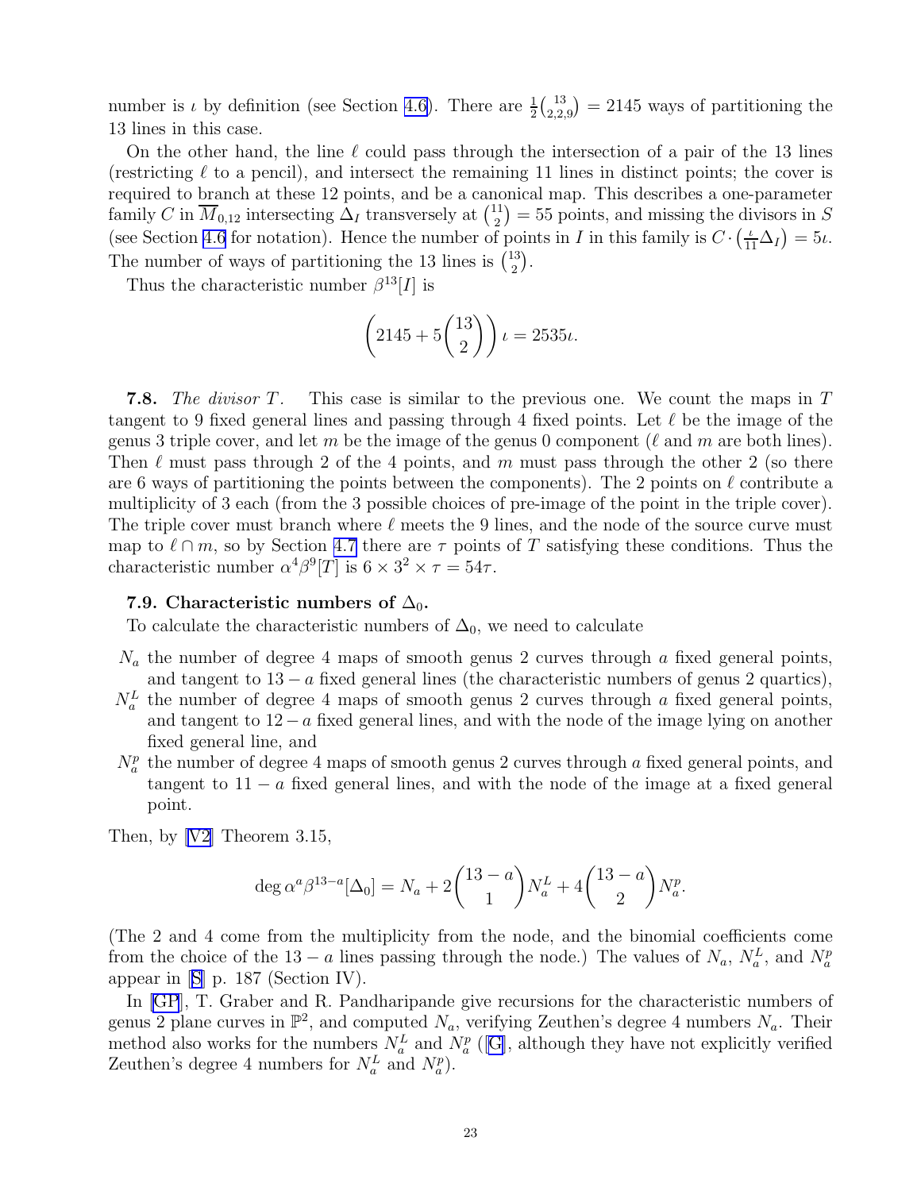number is $\iota$ by definition (see Section 4.6). There are $\frac{1}{2}\binom{13}{2,2,9} = 2145$ ways of partitioning the 13 lines in this case.

On the other hand, the line $\ell$ could pass through the intersection of a pair of the 13 lines (restricting $\ell$ to a pencil), and intersect the remaining 11 lines in distinct points; the cover is required to branch at these 12 points, and be a canonical map. This describes a one-parameter family $C$ in $\overline{M}_{0,12}$ intersecting $\Delta_I$ transversely at $\binom{11}{2} = 55$ points, and missing the divisors in $S$ (see Section 4.6 for notation). Hence the number of points in $I$ in this family is $C \cdot \left(\frac{\iota}{11}\Delta_I\right) = 5\iota$. The number of ways of partitioning the 13 lines is $\binom{13}{2}$.

Thus the characteristic number $\beta^{13}[I]$ is

$$\left(2145 + 5\binom{13}{2}\right)\iota = 2535\iota.$$

**7.8.** *The divisor $T$.* This case is similar to the previous one. We count the maps in $T$ tangent to 9 fixed general lines and passing through 4 fixed points. Let $\ell$ be the image of the genus 3 triple cover, and let $m$ be the image of the genus 0 component ($\ell$ and $m$ are both lines). Then $\ell$ must pass through 2 of the 4 points, and $m$ must pass through the other 2 (so there are 6 ways of partitioning the points between the components). The 2 points on $\ell$ contribute a multiplicity of 3 each (from the 3 possible choices of pre-image of the point in the triple cover). The triple cover must branch where $\ell$ meets the 9 lines, and the node of the source curve must map to $\ell \cap m$, so by Section 4.7 there are $\tau$ points of $T$ satisfying these conditions. Thus the characteristic number $\alpha^4\beta^9[T]$ is $6 \times 3^2 \times \tau = 54\tau$.

### 7.9. Characteristic numbers of $\Delta_0$.

To calculate the characteristic numbers of $\Delta_0$, we need to calculate

- $N_a$ the number of degree 4 maps of smooth genus 2 curves through $a$ fixed general points, and tangent to $13-a$ fixed general lines (the characteristic numbers of genus 2 quartics),
- $N_a^L$ the number of degree 4 maps of smooth genus 2 curves through $a$ fixed general points, and tangent to $12-a$ fixed general lines, and with the node of the image lying on another fixed general line, and
- $N_a^p$ the number of degree 4 maps of smooth genus 2 curves through $a$ fixed general points, and tangent to $11-a$ fixed general lines, and with the node of the image at a fixed general point.

Then, by [V2] Theorem 3.15,

$$\deg \alpha^a \beta^{13-a}[\Delta_0] = N_a + 2\binom{13-a}{1}N_a^L + 4\binom{13-a}{2}N_a^p.$$

(The 2 and 4 come from the multiplicity from the node, and the binomial coefficients come from the choice of the $13-a$ lines passing through the node.) The values of $N_a$, $N_a^L$, and $N_a^p$ appear in [S] p. 187 (Section IV).

In [GP], T. Graber and R. Pandharipande give recursions for the characteristic numbers of genus 2 plane curves in $\mathbb{P}^2$, and computed $N_a$, verifying Zeuthen's degree 4 numbers $N_a$. Their method also works for the numbers $N_a^L$ and $N_a^p$ ([G], although they have not explicitly verified Zeuthen's degree 4 numbers for $N_a^L$ and $N_a^p$).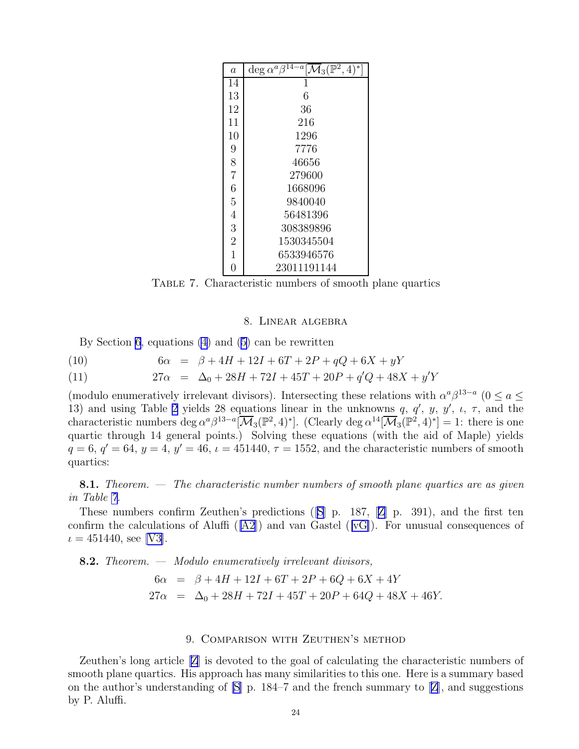| $a$ | $\deg \alpha^a \beta^{14-a}[\overline{\mathcal{M}}_3(\mathbb{P}^2,4)^*]$ |
|---|---|
| 14 | 1 |
| 13 | 6 |
| 12 | 36 |
| 11 | 216 |
| 10 | 1296 |
| 9 | 7776 |
| 8 | 46656 |
| 7 | 279600 |
| 6 | 1668096 |
| 5 | 9840040 |
| 4 | 56481396 |
| 3 | 308389896 |
| 2 | 1530345504 |
| 1 | 6533946576 |
| 0 | 23011191144 |

Table 7. Characteristic numbers of smooth plane quartics

## 8. Linear algebra

By Section 6, equations (4) and (5) can be rewritten

$$6\alpha = \beta + 4H + 12I + 6T + 2P + qQ + 6X + yY \tag{10}$$

$$27\alpha = \Delta_0 + 28H + 72I + 45T + 20P + q'Q + 48X + y'Y \tag{11}$$

(modulo enumeratively irrelevant divisors). Intersecting these relations with $\alpha^a\beta^{13-a}$ ($0 \leq a \leq 13$) and using Table 2 yields 28 equations linear in the unknowns $q$, $q'$, $y$, $y'$, $\iota$, $\tau$, and the characteristic numbers $\deg \alpha^a\beta^{13-a}[\overline{\mathcal{M}}_3(\mathbb{P}^2,4)^*]$. (Clearly $\deg \alpha^{14}[\overline{\mathcal{M}}_3(\mathbb{P}^2,4)^*] = 1$: there is one quartic through 14 general points.) Solving these equations (with the aid of Maple) yields $q = 6$, $q' = 64$, $y = 4$, $y' = 46$, $\iota = 451440$, $\tau = 1552$, and the characteristic numbers of smooth quartics:

**8.1.** *Theorem. — The characteristic number numbers of smooth plane quartics are as given in Table 7.*

These numbers confirm Zeuthen's predictions ([S] p. 187, [Z] p. 391), and the first ten confirm the calculations of Aluffi ([A2]) and van Gastel ([vG]). For unusual consequences of $\iota = 451440$, see [V3].

**8.2.** *Theorem. — Modulo enumeratively irrelevant divisors,*

$$6\alpha = \beta + 4H + 12I + 6T + 2P + 6Q + 6X + 4Y$$

$$27\alpha = \Delta_0 + 28H + 72I + 45T + 20P + 64Q + 48X + 46Y.$$

## 9. Comparison with Zeuthen's method

Zeuthen's long article [Z] is devoted to the goal of calculating the characteristic numbers of smooth plane quartics. His approach has many similarities to this one. Here is a summary based on the author's understanding of [S] p. 184–7 and the french summary to [Z], and suggestions by P. Aluffi.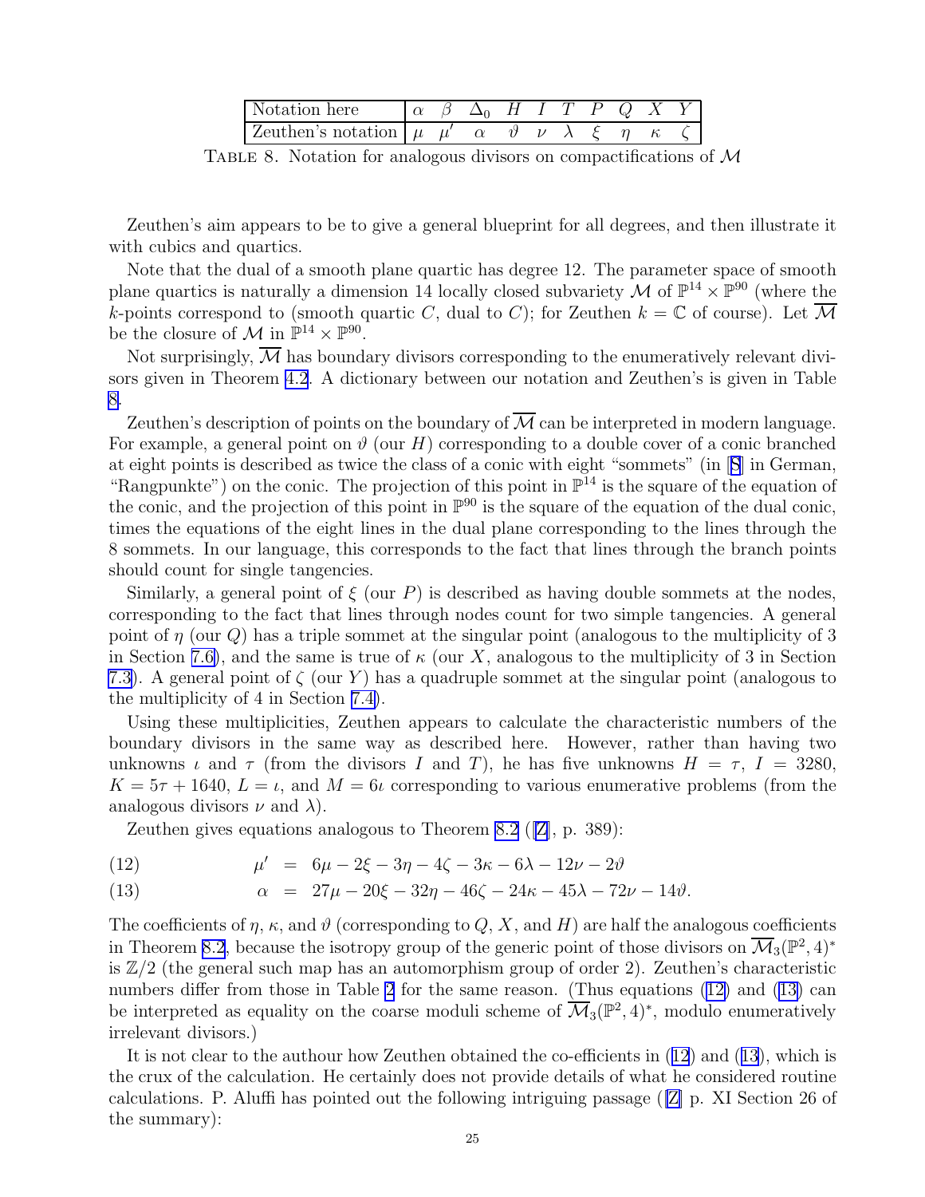| Notation here | $\alpha$ | $\beta$ | $\Delta_0$ | $H$ | $I$ | $T$ | $P$ | $Q$ | $X$ | $Y$ |
|---|---|---|---|---|---|---|---|---|---|---|
| Zeuthen's notation | $\mu$ | $\mu'$ | $\alpha$ | $\vartheta$ | $\nu$ | $\lambda$ | $\xi$ | $\eta$ | $\kappa$ | $\zeta$ |

TABLE 8. Notation for analogous divisors on compactifications of $\mathcal{M}$

Zeuthen's aim appears to be to give a general blueprint for all degrees, and then illustrate it with cubics and quartics.

Note that the dual of a smooth plane quartic has degree 12. The parameter space of smooth plane quartics is naturally a dimension 14 locally closed subvariety $\mathcal{M}$ of $\mathbb{P}^{14} \times \mathbb{P}^{90}$ (where the $k$-points correspond to (smooth quartic $C$, dual to $C$); for Zeuthen $k = \mathbb{C}$ of course). Let $\overline{\mathcal{M}}$ be the closure of $\mathcal{M}$ in $\mathbb{P}^{14} \times \mathbb{P}^{90}$.

Not surprisingly, $\overline{\mathcal{M}}$ has boundary divisors corresponding to the enumeratively relevant divisors given in Theorem 4.2. A dictionary between our notation and Zeuthen's is given in Table 8.

Zeuthen's description of points on the boundary of $\overline{\mathcal{M}}$ can be interpreted in modern language. For example, a general point on $\vartheta$ (our $H$) corresponding to a double cover of a conic branched at eight points is described as twice the class of a conic with eight "sommets" (in [S] in German, "Rangpunkte") on the conic. The projection of this point in $\mathbb{P}^{14}$ is the square of the equation of the conic, and the projection of this point in $\mathbb{P}^{90}$ is the square of the equation of the dual conic, times the equations of the eight lines in the dual plane corresponding to the lines through the 8 sommets. In our language, this corresponds to the fact that lines through the branch points should count for single tangencies.

Similarly, a general point of $\xi$ (our $P$) is described as having double sommets at the nodes, corresponding to the fact that lines through nodes count for two simple tangencies. A general point of $\eta$ (our $Q$) has a triple sommet at the singular point (analogous to the multiplicity of 3 in Section 7.6), and the same is true of $\kappa$ (our $X$, analogous to the multiplicity of 3 in Section 7.3). A general point of $\zeta$ (our $Y$) has a quadruple sommet at the singular point (analogous to the multiplicity of 4 in Section 7.4).

Using these multiplicities, Zeuthen appears to calculate the characteristic numbers of the boundary divisors in the same way as described here. However, rather than having two unknowns $\iota$ and $\tau$ (from the divisors $I$ and $T$), he has five unknowns $H = \tau$, $I = 3280$, $K = 5\tau + 1640$, $L = \iota$, and $M = 6\iota$ corresponding to various enumerative problems (from the analogous divisors $\nu$ and $\lambda$).

Zeuthen gives equations analogous to Theorem 8.2 ([Z], p. 389):

$$\mu' = 6\mu - 2\xi - 3\eta - 4\zeta - 3\kappa - 6\lambda - 12\nu - 2\vartheta \tag{12}$$

$$\alpha = 27\mu - 20\xi - 32\eta - 46\zeta - 24\kappa - 45\lambda - 72\nu - 14\vartheta. \tag{13}$$

The coefficients of $\eta$, $\kappa$, and $\vartheta$ (corresponding to $Q$, $X$, and $H$) are half the analogous coefficients in Theorem 8.2, because the isotropy group of the generic point of those divisors on $\overline{\mathcal{M}}_3(\mathbb{P}^2, 4)^*$ is $\mathbb{Z}/2$ (the general such map has an automorphism group of order 2). Zeuthen's characteristic numbers differ from those in Table 2 for the same reason. (Thus equations (12) and (13) can be interpreted as equality on the coarse moduli scheme of $\overline{\mathcal{M}}_3(\mathbb{P}^2, 4)^*$, modulo enumeratively irrelevant divisors.)

It is not clear to the authour how Zeuthen obtained the co-efficients in (12) and (13), which is the crux of the calculation. He certainly does not provide details of what he considered routine calculations. P. Aluffi has pointed out the following intriguing passage ([Z] p. XI Section 26 of the summary):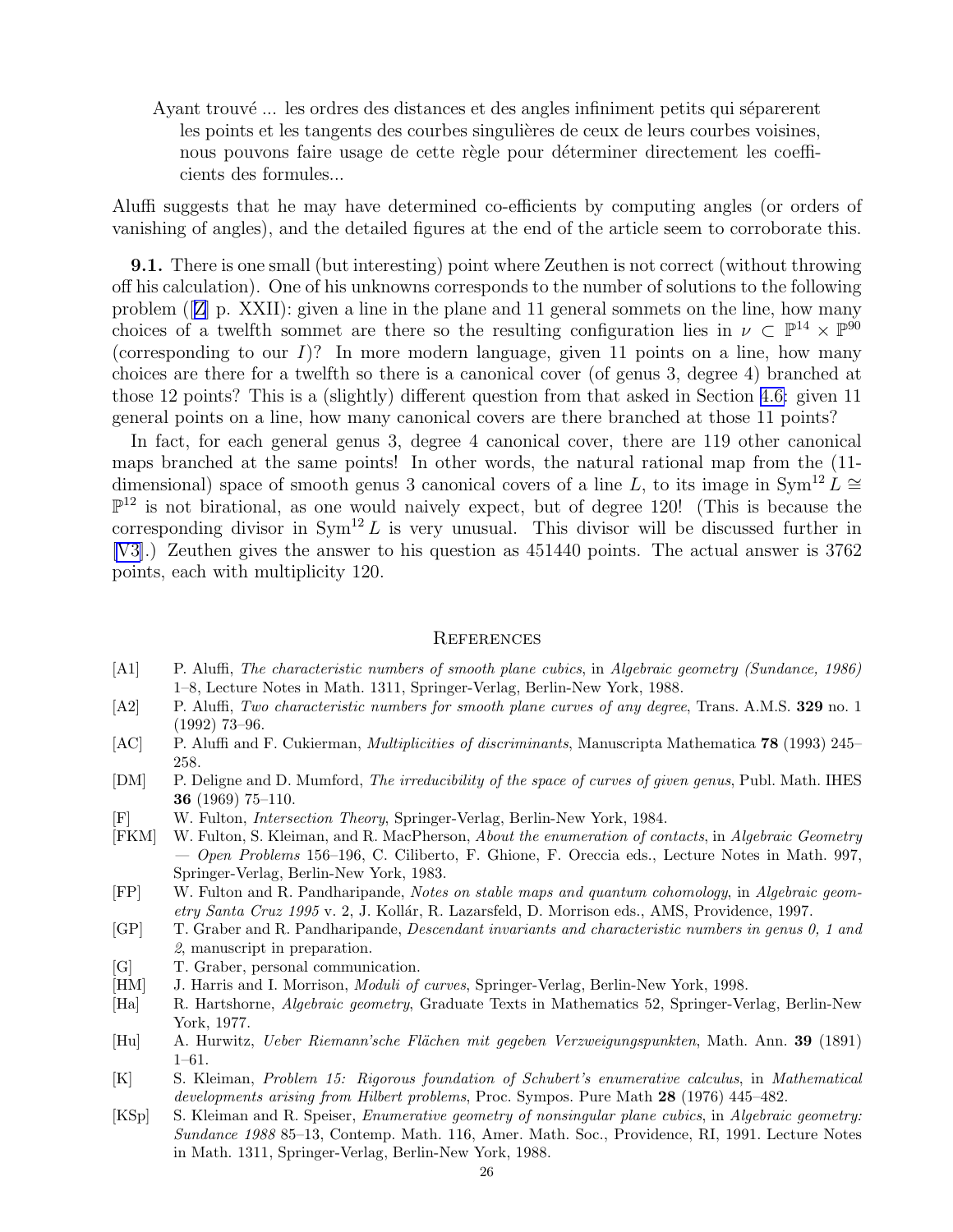> Ayant trouvé ... les ordres des distances et des angles infiniment petits qui séparerent les points et les tangents des courbes singulières de ceux de leurs courbes voisines, nous pouvons faire usage de cette règle pour déterminer directement les coefficients des formules...

Aluffi suggests that he may have determined co-efficients by computing angles (or orders of vanishing of angles), and the detailed figures at the end of the article seem to corroborate this.

**9.1.** There is one small (but interesting) point where Zeuthen is not correct (without throwing off his calculation). One of his unknowns corresponds to the number of solutions to the following problem ([Z] p. XXII): given a line in the plane and 11 general sommets on the line, how many choices of a twelfth sommet are there so the resulting configuration lies in $\nu \subset \mathbb{P}^{14} \times \mathbb{P}^{90}$ (corresponding to our $I$)? In more modern language, given 11 points on a line, how many choices are there for a twelfth so there is a canonical cover (of genus 3, degree 4) branched at those 12 points? This is a (slightly) different question from that asked in Section 4.6: given 11 general points on a line, how many canonical covers are there branched at those 11 points?

In fact, for each general genus 3, degree 4 canonical cover, there are 119 other canonical maps branched at the same points! In other words, the natural rational map from the (11-dimensional) space of smooth genus 3 canonical covers of a line $L$, to its image in $\operatorname{Sym}^{12} L \cong \mathbb{P}^{12}$ is not birational, as one would naively expect, but of degree 120! (This is because the corresponding divisor in $\operatorname{Sym}^{12} L$ is very unusual. This divisor will be discussed further in [V3].) Zeuthen gives the answer to his question as 451440 points. The actual answer is 3762 points, each with multiplicity 120.

## References

- [A1] P. Aluffi, *The characteristic numbers of smooth plane cubics*, in *Algebraic geometry (Sundance, 1986)* 1–8, Lecture Notes in Math. 1311, Springer-Verlag, Berlin-New York, 1988.
- [A2] P. Aluffi, *Two characteristic numbers for smooth plane curves of any degree*, Trans. A.M.S. **329** no. 1 (1992) 73–96.
- [AC] P. Aluffi and F. Cukierman, *Multiplicities of discriminants*, Manuscripta Mathematica **78** (1993) 245–258.
- [DM] P. Deligne and D. Mumford, *The irreducibility of the space of curves of given genus*, Publ. Math. IHES **36** (1969) 75–110.
- [F] W. Fulton, *Intersection Theory*, Springer-Verlag, Berlin-New York, 1984.
- [FKM] W. Fulton, S. Kleiman, and R. MacPherson, *About the enumeration of contacts*, in *Algebraic Geometry — Open Problems* 156–196, C. Ciliberto, F. Ghione, F. Oreccia eds., Lecture Notes in Math. 997, Springer-Verlag, Berlin-New York, 1983.
- [FP] W. Fulton and R. Pandharipande, *Notes on stable maps and quantum cohomology*, in *Algebraic geometry Santa Cruz 1995* v. 2, J. Kollár, R. Lazarsfeld, D. Morrison eds., AMS, Providence, 1997.
- [GP] T. Graber and R. Pandharipande, *Descendant invariants and characteristic numbers in genus 0, 1 and 2*, manuscript in preparation.
- [G] T. Graber, personal communication.
- [HM] J. Harris and I. Morrison, *Moduli of curves*, Springer-Verlag, Berlin-New York, 1998.
- [Ha] R. Hartshorne, *Algebraic geometry*, Graduate Texts in Mathematics 52, Springer-Verlag, Berlin-New York, 1977.
- [Hu] A. Hurwitz, *Ueber Riemann'sche Flächen mit gegeben Verzweigungspunkten*, Math. Ann. **39** (1891) 1–61.
- [K] S. Kleiman, *Problem 15: Rigorous foundation of Schubert's enumerative calculus*, in *Mathematical developments arising from Hilbert problems*, Proc. Sympos. Pure Math **28** (1976) 445–482.
- [KSp] S. Kleiman and R. Speiser, *Enumerative geometry of nonsingular plane cubics*, in *Algebraic geometry: Sundance 1988* 85–13, Contemp. Math. 116, Amer. Math. Soc., Providence, RI, 1991. Lecture Notes in Math. 1311, Springer-Verlag, Berlin-New York, 1988.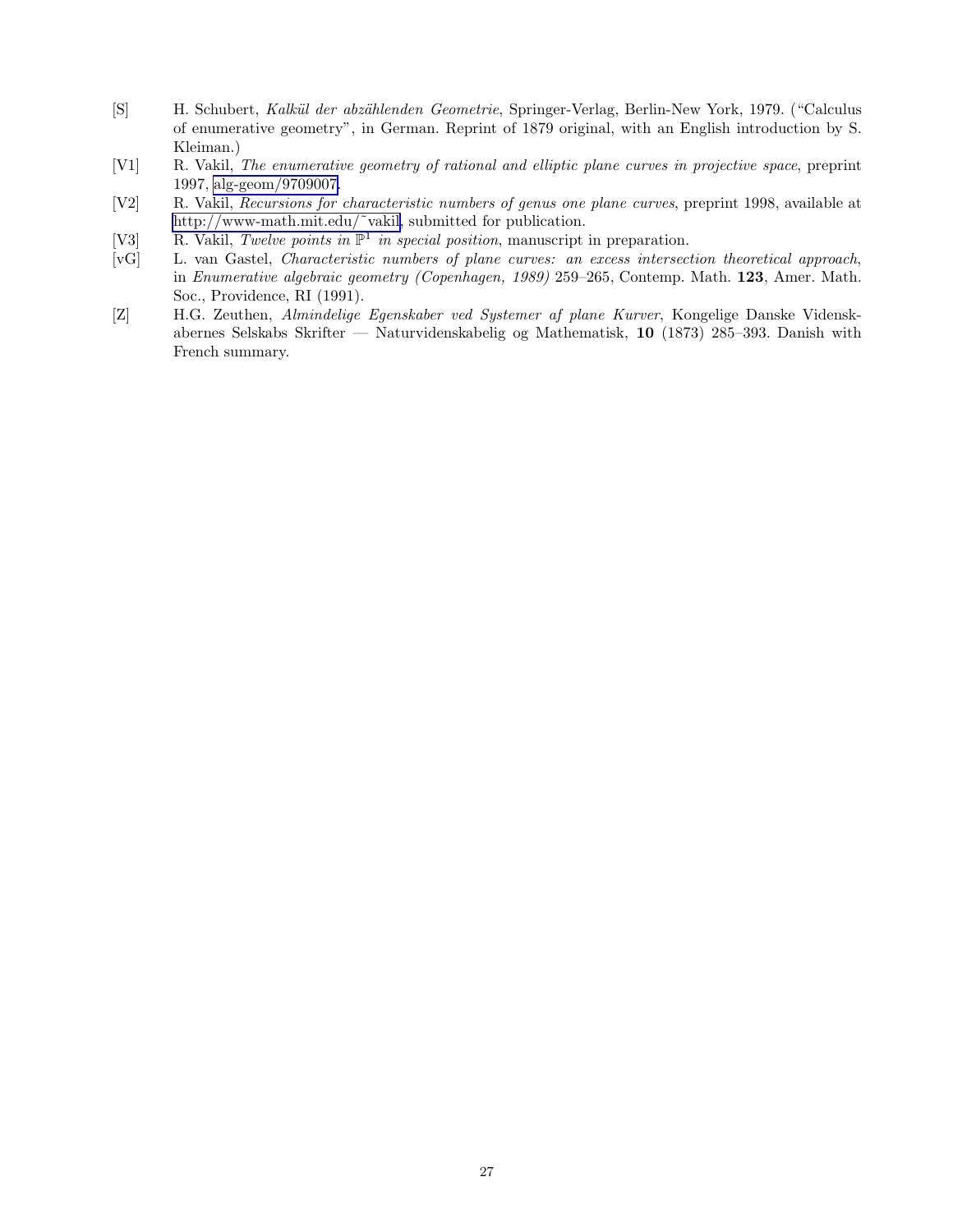[S] H. Schubert, *Kalkül der abzählenden Geometrie*, Springer-Verlag, Berlin-New York, 1979. ("Calculus of enumerative geometry", in German. Reprint of 1879 original, with an English introduction by S. Kleiman.)

[V1] R. Vakil, *The enumerative geometry of rational and elliptic plane curves in projective space*, preprint 1997, alg-geom/9709007.

[V2] R. Vakil, *Recursions for characteristic numbers of genus one plane curves*, preprint 1998, available at http://www-math.mit.edu/~vakil, submitted for publication.

[V3] R. Vakil, *Twelve points in $\mathbb{P}^1$ in special position*, manuscript in preparation.

[vG] L. van Gastel, *Characteristic numbers of plane curves: an excess intersection theoretical approach*, in *Enumerative algebraic geometry (Copenhagen, 1989)* 259–265, Contemp. Math. **123**, Amer. Math. Soc., Providence, RI (1991).

[Z] H.G. Zeuthen, *Almindelige Egenskaber ved Systemer af plane Kurver*, Kongelige Danske Videnskabernes Selskabs Skrifter — Naturvidenskabelig og Mathematisk, **10** (1873) 285–393. Danish with French summary.